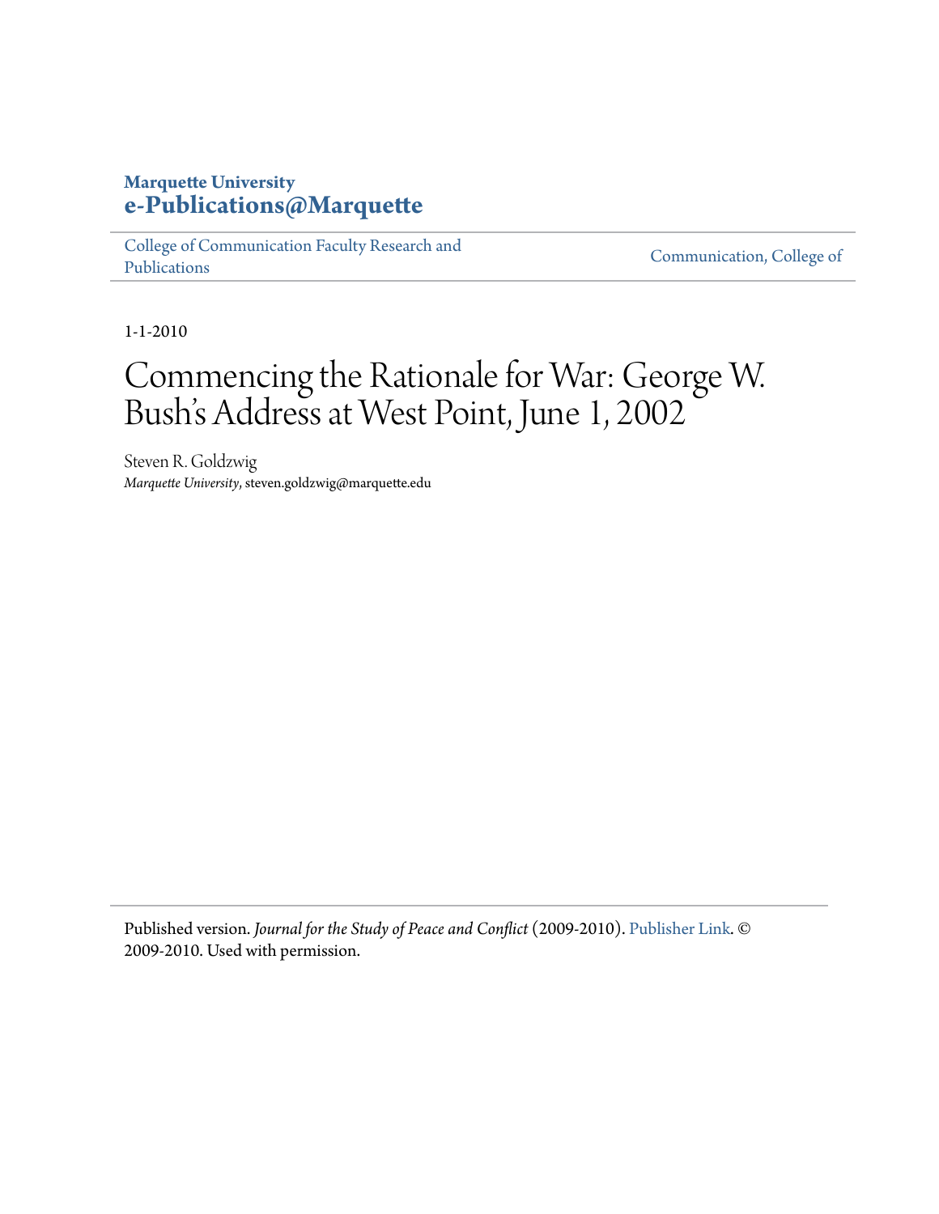**Marquette University**
**e-Publications@Marquette**

College of Communication Faculty Research and Publications | Communication, College of

1-1-2010

# Commencing the Rationale for War: George W. Bush's Address at West Point, June 1, 2002

Steven R. Goldzwig
*Marquette University*, steven.goldzwig@marquette.edu

Published version. *Journal for the Study of Peace and Conflict* (2009-2010). Publisher Link. © 2009-2010. Used with permission.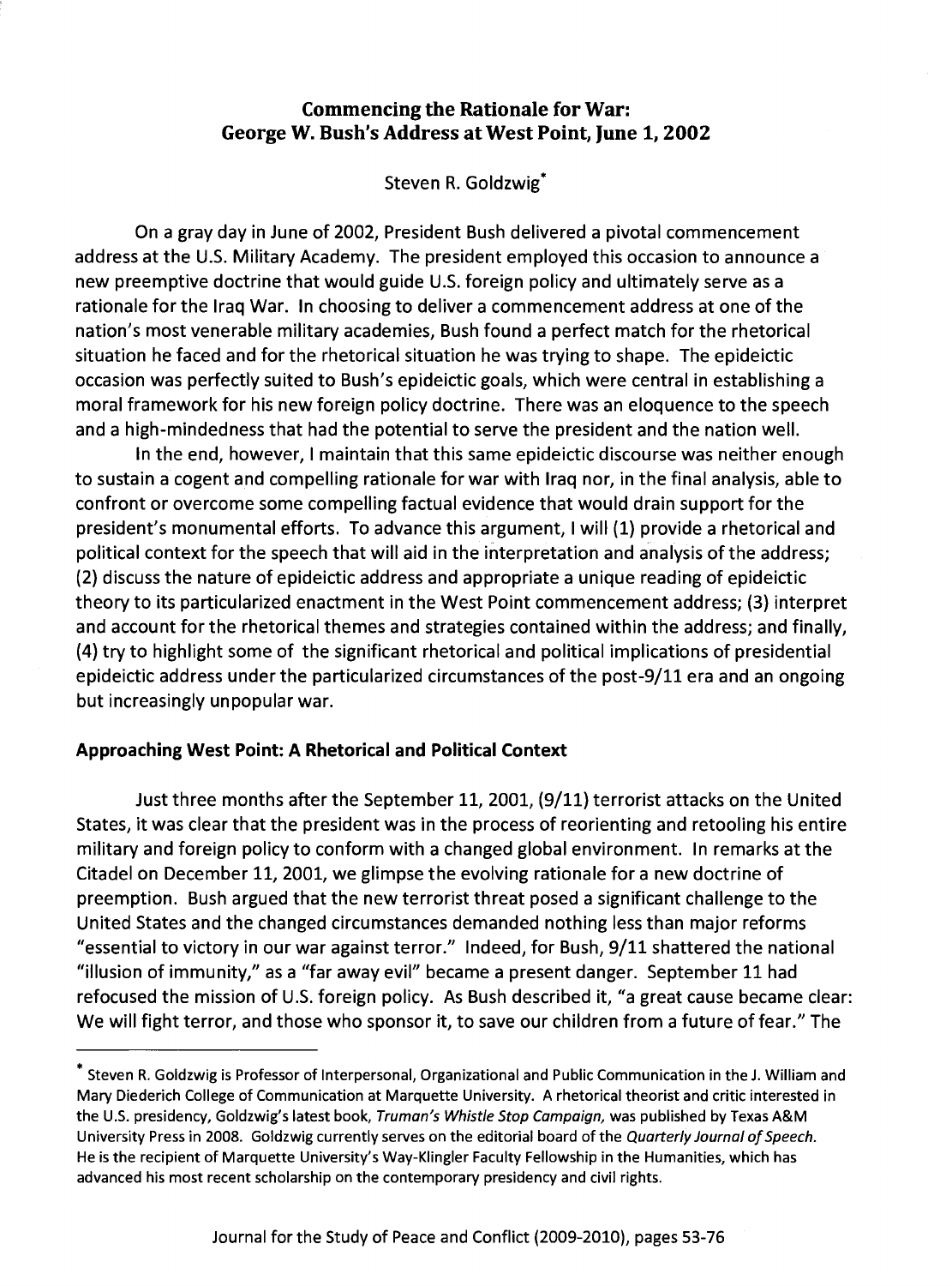# Commencing the Rationale for War: George W. Bush's Address at West Point, June 1, 2002

Steven R. Goldzwig*

On a gray day in June of 2002, President Bush delivered a pivotal commencement address at the U.S. Military Academy. The president employed this occasion to announce a new preemptive doctrine that would guide U.S. foreign policy and ultimately serve as a rationale for the Iraq War. In choosing to deliver a commencement address at one of the nation's most venerable military academies, Bush found a perfect match for the rhetorical situation he faced and for the rhetorical situation he was trying to shape. The epideictic occasion was perfectly suited to Bush's epideictic goals, which were central in establishing a moral framework for his new foreign policy doctrine. There was an eloquence to the speech and a high-mindedness that had the potential to serve the president and the nation well.

In the end, however, I maintain that this same epideictic discourse was neither enough to sustain a cogent and compelling rationale for war with Iraq nor, in the final analysis, able to confront or overcome some compelling factual evidence that would drain support for the president's monumental efforts. To advance this argument, I will (1) provide a rhetorical and political context for the speech that will aid in the interpretation and analysis of the address; (2) discuss the nature of epideictic address and appropriate a unique reading of epideictic theory to its particularized enactment in the West Point commencement address; (3) interpret and account for the rhetorical themes and strategies contained within the address; and finally, (4) try to highlight some of the significant rhetorical and political implications of presidential epideictic address under the particularized circumstances of the post-9/11 era and an ongoing but increasingly unpopular war.

## Approaching West Point: A Rhetorical and Political Context

Just three months after the September 11, 2001, (9/11) terrorist attacks on the United States, it was clear that the president was in the process of reorienting and retooling his entire military and foreign policy to conform with a changed global environment. In remarks at the Citadel on December 11, 2001, we glimpse the evolving rationale for a new doctrine of preemption. Bush argued that the new terrorist threat posed a significant challenge to the United States and the changed circumstances demanded nothing less than major reforms "essential to victory in our war against terror." Indeed, for Bush, 9/11 shattered the national "illusion of immunity," as a "far away evil" became a present danger. September 11 had refocused the mission of U.S. foreign policy. As Bush described it, "a great cause became clear: We will fight terror, and those who sponsor it, to save our children from a future of fear." The

---

* Steven R. Goldzwig is Professor of Interpersonal, Organizational and Public Communication in the J. William and Mary Diederich College of Communication at Marquette University. A rhetorical theorist and critic interested in the U.S. presidency, Goldzwig's latest book, *Truman's Whistle Stop Campaign*, was published by Texas A&M University Press in 2008. Goldzwig currently serves on the editorial board of the *Quarterly Journal of Speech*. He is the recipient of Marquette University's Way-Klingler Faculty Fellowship in the Humanities, which has advanced his most recent scholarship on the contemporary presidency and civil rights.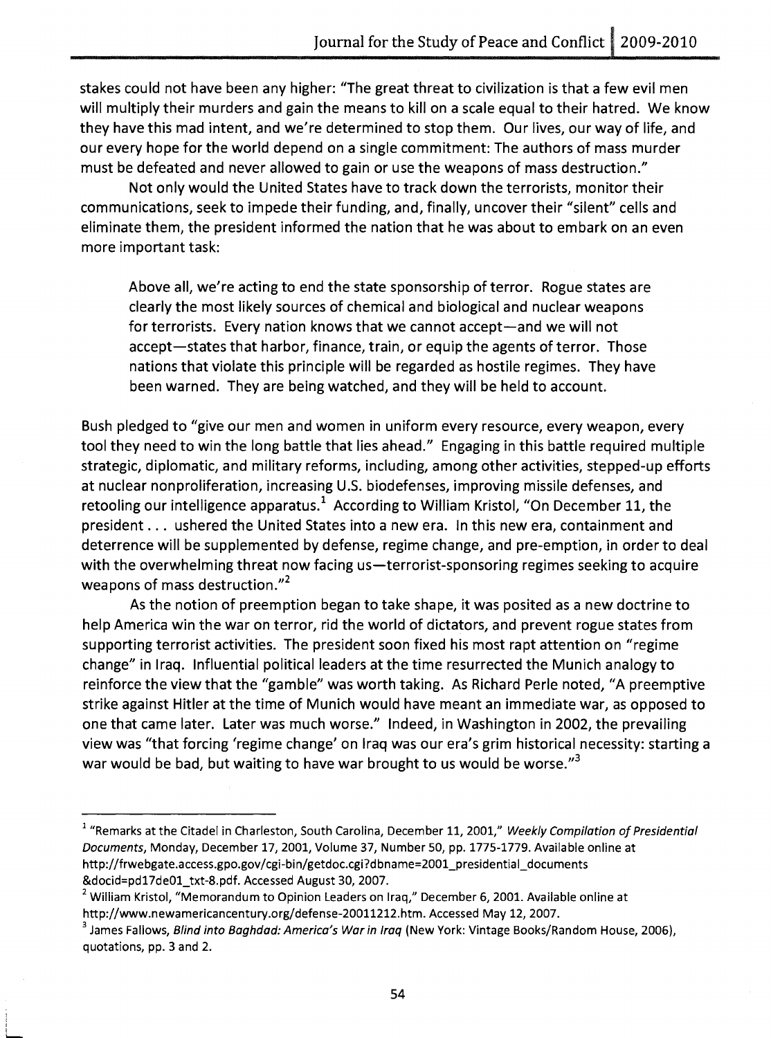stakes could not have been any higher: "The great threat to civilization is that a few evil men will multiply their murders and gain the means to kill on a scale equal to their hatred. We know they have this mad intent, and we're determined to stop them. Our lives, our way of life, and our every hope for the world depend on a single commitment: The authors of mass murder must be defeated and never allowed to gain or use the weapons of mass destruction."

Not only would the United States have to track down the terrorists, monitor their communications, seek to impede their funding, and, finally, uncover their "silent" cells and eliminate them, the president informed the nation that he was about to embark on an even more important task:

> Above all, we're acting to end the state sponsorship of terror. Rogue states are clearly the most likely sources of chemical and biological and nuclear weapons for terrorists. Every nation knows that we cannot accept—and we will not accept—states that harbor, finance, train, or equip the agents of terror. Those nations that violate this principle will be regarded as hostile regimes. They have been warned. They are being watched, and they will be held to account.

Bush pledged to "give our men and women in uniform every resource, every weapon, every tool they need to win the long battle that lies ahead." Engaging in this battle required multiple strategic, diplomatic, and military reforms, including, among other activities, stepped-up efforts at nuclear nonproliferation, increasing U.S. biodefenses, improving missile defenses, and retooling our intelligence apparatus.[1] According to William Kristol, "On December 11, the president . . . ushered the United States into a new era. In this new era, containment and deterrence will be supplemented by defense, regime change, and pre-emption, in order to deal with the overwhelming threat now facing us—terrorist-sponsoring regimes seeking to acquire weapons of mass destruction."[2]

As the notion of preemption began to take shape, it was posited as a new doctrine to help America win the war on terror, rid the world of dictators, and prevent rogue states from supporting terrorist activities. The president soon fixed his most rapt attention on "regime change" in Iraq. Influential political leaders at the time resurrected the Munich analogy to reinforce the view that the "gamble" was worth taking. As Richard Perle noted, "A preemptive strike against Hitler at the time of Munich would have meant an immediate war, as opposed to one that came later. Later was much worse." Indeed, in Washington in 2002, the prevailing view was "that forcing 'regime change' on Iraq was our era's grim historical necessity: starting a war would be bad, but waiting to have war brought to us would be worse."[3]

---

[1] "Remarks at the Citadel in Charleston, South Carolina, December 11, 2001," *Weekly Compilation of Presidential Documents*, Monday, December 17, 2001, Volume 37, Number 50, pp. 1775-1779. Available online at http://frwebgate.access.gpo.gov/cgi-bin/getdoc.cgi?dbname=2001_presidential_documents &docid=pd17de01_txt-8.pdf. Accessed August 30, 2007.

[2] William Kristol, "Memorandum to Opinion Leaders on Iraq," December 6, 2001. Available online at http://www.newamericancentury.org/defense-20011212.htm. Accessed May 12, 2007.

[3] James Fallows, *Blind into Baghdad: America's War in Iraq* (New York: Vintage Books/Random House, 2006), quotations, pp. 3 and 2.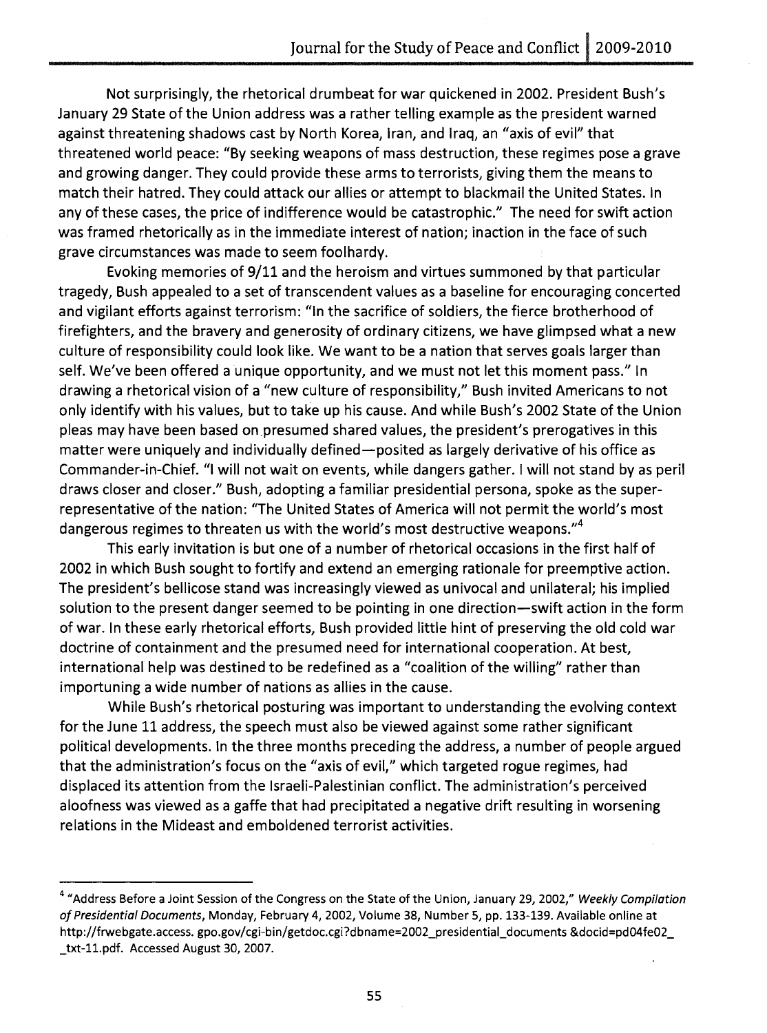Not surprisingly, the rhetorical drumbeat for war quickened in 2002. President Bush's January 29 State of the Union address was a rather telling example as the president warned against threatening shadows cast by North Korea, Iran, and Iraq, an "axis of evil" that threatened world peace: "By seeking weapons of mass destruction, these regimes pose a grave and growing danger. They could provide these arms to terrorists, giving them the means to match their hatred. They could attack our allies or attempt to blackmail the United States. In any of these cases, the price of indifference would be catastrophic." The need for swift action was framed rhetorically as in the immediate interest of nation; inaction in the face of such grave circumstances was made to seem foolhardy.

Evoking memories of 9/11 and the heroism and virtues summoned by that particular tragedy, Bush appealed to a set of transcendent values as a baseline for encouraging concerted and vigilant efforts against terrorism: "In the sacrifice of soldiers, the fierce brotherhood of firefighters, and the bravery and generosity of ordinary citizens, we have glimpsed what a new culture of responsibility could look like. We want to be a nation that serves goals larger than self. We've been offered a unique opportunity, and we must not let this moment pass." In drawing a rhetorical vision of a "new culture of responsibility," Bush invited Americans to not only identify with his values, but to take up his cause. And while Bush's 2002 State of the Union pleas may have been based on presumed shared values, the president's prerogatives in this matter were uniquely and individually defined—posited as largely derivative of his office as Commander-in-Chief. "I will not wait on events, while dangers gather. I will not stand by as peril draws closer and closer." Bush, adopting a familiar presidential persona, spoke as the super-representative of the nation: "The United States of America will not permit the world's most dangerous regimes to threaten us with the world's most destructive weapons."[4]

This early invitation is but one of a number of rhetorical occasions in the first half of 2002 in which Bush sought to fortify and extend an emerging rationale for preemptive action. The president's bellicose stand was increasingly viewed as univocal and unilateral; his implied solution to the present danger seemed to be pointing in one direction—swift action in the form of war. In these early rhetorical efforts, Bush provided little hint of preserving the old cold war doctrine of containment and the presumed need for international cooperation. At best, international help was destined to be redefined as a "coalition of the willing" rather than importuning a wide number of nations as allies in the cause.

While Bush's rhetorical posturing was important to understanding the evolving context for the June 11 address, the speech must also be viewed against some rather significant political developments. In the three months preceding the address, a number of people argued that the administration's focus on the "axis of evil," which targeted rogue regimes, had displaced its attention from the Israeli-Palestinian conflict. The administration's perceived aloofness was viewed as a gaffe that had precipitated a negative drift resulting in worsening relations in the Mideast and emboldened terrorist activities.

---

[4] "Address Before a Joint Session of the Congress on the State of the Union, January 29, 2002," *Weekly Compilation of Presidential Documents*, Monday, February 4, 2002, Volume 38, Number 5, pp. 133-139. Available online at http://frwebgate.access.gpo.gov/cgi-bin/getdoc.cgi?dbname=2002_presidential_documents&docid=pd04fe02_txt-11.pdf. Accessed August 30, 2007.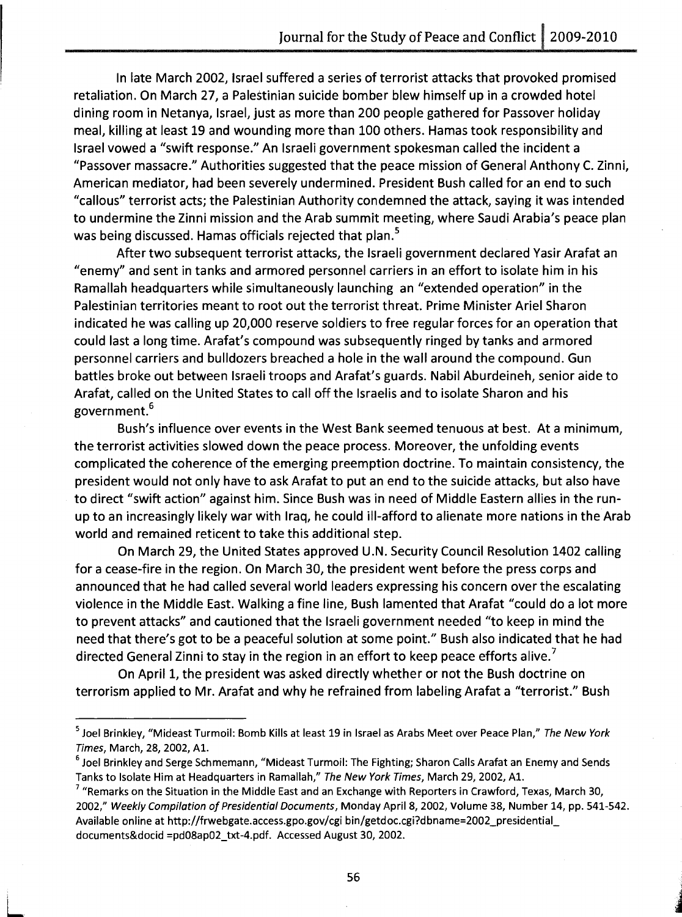In late March 2002, Israel suffered a series of terrorist attacks that provoked promised retaliation. On March 27, a Palestinian suicide bomber blew himself up in a crowded hotel dining room in Netanya, Israel, just as more than 200 people gathered for Passover holiday meal, killing at least 19 and wounding more than 100 others. Hamas took responsibility and Israel vowed a "swift response." An Israeli government spokesman called the incident a "Passover massacre." Authorities suggested that the peace mission of General Anthony C. Zinni, American mediator, had been severely undermined. President Bush called for an end to such "callous" terrorist acts; the Palestinian Authority condemned the attack, saying it was intended to undermine the Zinni mission and the Arab summit meeting, where Saudi Arabia's peace plan was being discussed. Hamas officials rejected that plan.[5]

After two subsequent terrorist attacks, the Israeli government declared Yasir Arafat an "enemy" and sent in tanks and armored personnel carriers in an effort to isolate him in his Ramallah headquarters while simultaneously launching an "extended operation" in the Palestinian territories meant to root out the terrorist threat. Prime Minister Ariel Sharon indicated he was calling up 20,000 reserve soldiers to free regular forces for an operation that could last a long time. Arafat's compound was subsequently ringed by tanks and armored personnel carriers and bulldozers breached a hole in the wall around the compound. Gun battles broke out between Israeli troops and Arafat's guards. Nabil Aburdeineh, senior aide to Arafat, called on the United States to call off the Israelis and to isolate Sharon and his government.[6]

Bush's influence over events in the West Bank seemed tenuous at best. At a minimum, the terrorist activities slowed down the peace process. Moreover, the unfolding events complicated the coherence of the emerging preemption doctrine. To maintain consistency, the president would not only have to ask Arafat to put an end to the suicide attacks, but also have to direct "swift action" against him. Since Bush was in need of Middle Eastern allies in the run-up to an increasingly likely war with Iraq, he could ill-afford to alienate more nations in the Arab world and remained reticent to take this additional step.

On March 29, the United States approved U.N. Security Council Resolution 1402 calling for a cease-fire in the region. On March 30, the president went before the press corps and announced that he had called several world leaders expressing his concern over the escalating violence in the Middle East. Walking a fine line, Bush lamented that Arafat "could do a lot more to prevent attacks" and cautioned that the Israeli government needed "to keep in mind the need that there's got to be a peaceful solution at some point." Bush also indicated that he had directed General Zinni to stay in the region in an effort to keep peace efforts alive.[7]

On April 1, the president was asked directly whether or not the Bush doctrine on terrorism applied to Mr. Arafat and why he refrained from labeling Arafat a "terrorist." Bush

---

[5] Joel Brinkley, "Mideast Turmoil: Bomb Kills at least 19 in Israel as Arabs Meet over Peace Plan," *The New York Times*, March, 28, 2002, A1.

[6] Joel Brinkley and Serge Schmemann, "Mideast Turmoil: The Fighting; Sharon Calls Arafat an Enemy and Sends Tanks to Isolate Him at Headquarters in Ramallah," *The New York Times*, March 29, 2002, A1.

[7] "Remarks on the Situation in the Middle East and an Exchange with Reporters in Crawford, Texas, March 30, 2002," *Weekly Compilation of Presidential Documents*, Monday April 8, 2002, Volume 38, Number 14, pp. 541-542. Available online at http://frwebgate.access.gpo.gov/cgi bin/getdoc.cgi?dbname=2002_presidential_ documents&docid =pd08ap02_txt-4.pdf. Accessed August 30, 2002.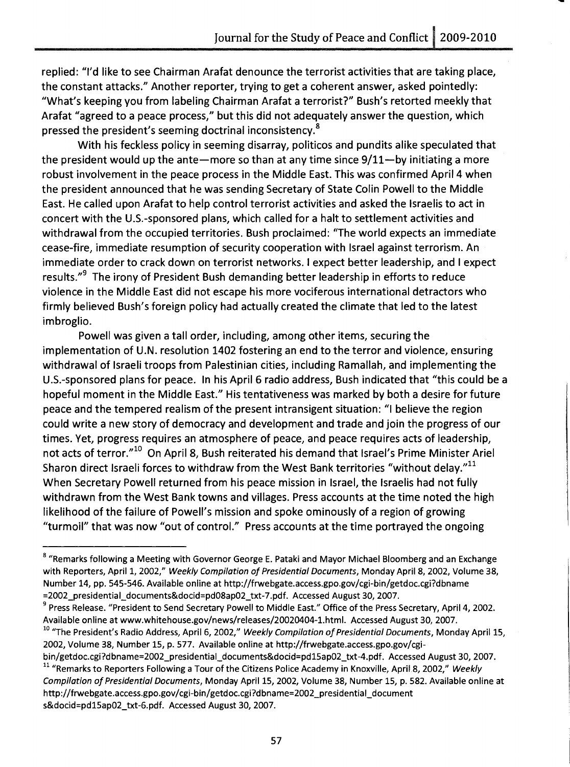replied: "I'd like to see Chairman Arafat denounce the terrorist activities that are taking place, the constant attacks." Another reporter, trying to get a coherent answer, asked pointedly: "What's keeping you from labeling Chairman Arafat a terrorist?" Bush's retorted meekly that Arafat "agreed to a peace process," but this did not adequately answer the question, which pressed the president's seeming doctrinal inconsistency.[8]

With his feckless policy in seeming disarray, politicos and pundits alike speculated that the president would up the ante—more so than at any time since 9/11—by initiating a more robust involvement in the peace process in the Middle East. This was confirmed April 4 when the president announced that he was sending Secretary of State Colin Powell to the Middle East. He called upon Arafat to help control terrorist activities and asked the Israelis to act in concert with the U.S.-sponsored plans, which called for a halt to settlement activities and withdrawal from the occupied territories. Bush proclaimed: "The world expects an immediate cease-fire, immediate resumption of security cooperation with Israel against terrorism. An immediate order to crack down on terrorist networks. I expect better leadership, and I expect results."[9] The irony of President Bush demanding better leadership in efforts to reduce violence in the Middle East did not escape his more vociferous international detractors who firmly believed Bush's foreign policy had actually created the climate that led to the latest imbroglio.

Powell was given a tall order, including, among other items, securing the implementation of U.N. resolution 1402 fostering an end to the terror and violence, ensuring withdrawal of Israeli troops from Palestinian cities, including Ramallah, and implementing the U.S.-sponsored plans for peace. In his April 6 radio address, Bush indicated that "this could be a hopeful moment in the Middle East." His tentativeness was marked by both a desire for future peace and the tempered realism of the present intransigent situation: "I believe the region could write a new story of democracy and development and trade and join the progress of our times. Yet, progress requires an atmosphere of peace, and peace requires acts of leadership, not acts of terror."[10] On April 8, Bush reiterated his demand that Israel's Prime Minister Ariel Sharon direct Israeli forces to withdraw from the West Bank territories "without delay."[11] When Secretary Powell returned from his peace mission in Israel, the Israelis had not fully withdrawn from the West Bank towns and villages. Press accounts at the time noted the high likelihood of the failure of Powell's mission and spoke ominously of a region of growing "turmoil" that was now "out of control." Press accounts at the time portrayed the ongoing

---

[8] "Remarks following a Meeting with Governor George E. Pataki and Mayor Michael Bloomberg and an Exchange with Reporters, April 1, 2002," *Weekly Compilation of Presidential Documents*, Monday April 8, 2002, Volume 38, Number 14, pp. 545-546. Available online at http://frwebgate.access.gpo.gov/cgi-bin/getdoc.cgi?dbname =2002_presidential_documents&docid=pd08ap02_txt-7.pdf. Accessed August 30, 2007.

[9] Press Release. "President to Send Secretary Powell to Middle East." Office of the Press Secretary, April 4, 2002. Available online at www.whitehouse.gov/news/releases/20020404-1.html. Accessed August 30, 2007.

[10] "The President's Radio Address, April 6, 2002," *Weekly Compilation of Presidential Documents*, Monday April 15, 2002, Volume 38, Number 15, p. 577. Available online at http://frwebgate.access.gpo.gov/cgi-bin/getdoc.cgi?dbname=2002_presidential_documents&docid=pd15ap02_txt-4.pdf. Accessed August 30, 2007.

[11] "Remarks to Reporters Following a Tour of the Citizens Police Academy in Knoxville, April 8, 2002," *Weekly Compilation of Presidential Documents*, Monday April 15, 2002, Volume 38, Number 15, p. 582. Available online at http://frwebgate.access.gpo.gov/cgi-bin/getdoc.cgi?dbname=2002_presidential_document s&docid=pd15ap02_txt-6.pdf. Accessed August 30, 2007.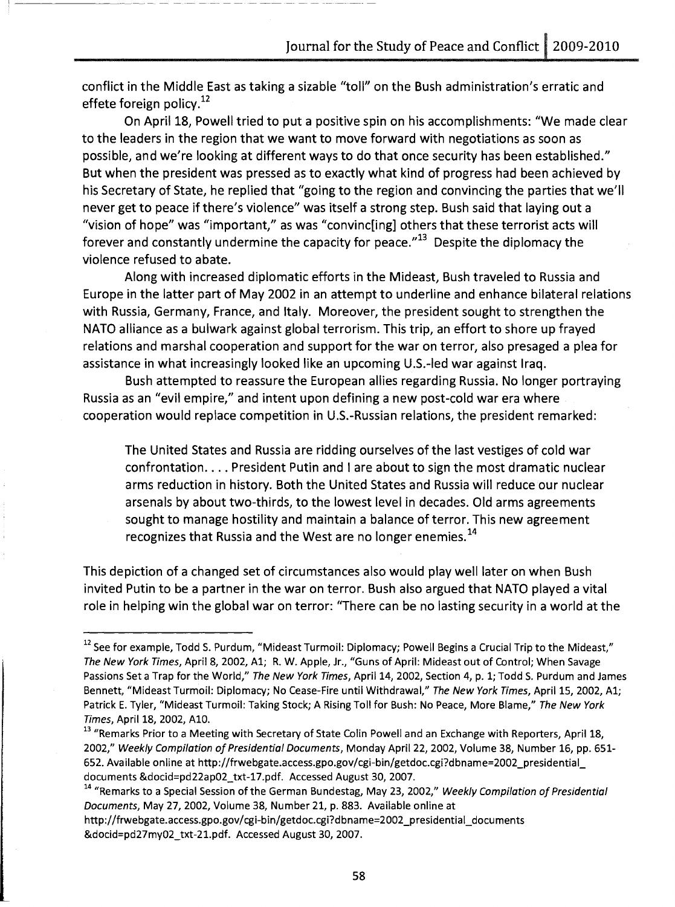conflict in the Middle East as taking a sizable "toll" on the Bush administration's erratic and effete foreign policy.[12]

On April 18, Powell tried to put a positive spin on his accomplishments: "We made clear to the leaders in the region that we want to move forward with negotiations as soon as possible, and we're looking at different ways to do that once security has been established." But when the president was pressed as to exactly what kind of progress had been achieved by his Secretary of State, he replied that "going to the region and convincing the parties that we'll never get to peace if there's violence" was itself a strong step. Bush said that laying out a "vision of hope" was "important," as was "convinc[ing] others that these terrorist acts will forever and constantly undermine the capacity for peace."[13] Despite the diplomacy the violence refused to abate.

Along with increased diplomatic efforts in the Mideast, Bush traveled to Russia and Europe in the latter part of May 2002 in an attempt to underline and enhance bilateral relations with Russia, Germany, France, and Italy. Moreover, the president sought to strengthen the NATO alliance as a bulwark against global terrorism. This trip, an effort to shore up frayed relations and marshal cooperation and support for the war on terror, also presaged a plea for assistance in what increasingly looked like an upcoming U.S.-led war against Iraq.

Bush attempted to reassure the European allies regarding Russia. No longer portraying Russia as an "evil empire," and intent upon defining a new post-cold war era where cooperation would replace competition in U.S.-Russian relations, the president remarked:

> The United States and Russia are ridding ourselves of the last vestiges of cold war confrontation. . . . President Putin and I are about to sign the most dramatic nuclear arms reduction in history. Both the United States and Russia will reduce our nuclear arsenals by about two-thirds, to the lowest level in decades. Old arms agreements sought to manage hostility and maintain a balance of terror. This new agreement recognizes that Russia and the West are no longer enemies.[14]

This depiction of a changed set of circumstances also would play well later on when Bush invited Putin to be a partner in the war on terror. Bush also argued that NATO played a vital role in helping win the global war on terror: "There can be no lasting security in a world at the

---

[12] See for example, Todd S. Purdum, "Mideast Turmoil: Diplomacy; Powell Begins a Crucial Trip to the Mideast," *The New York Times*, April 8, 2002, A1; R. W. Apple, Jr., "Guns of April: Mideast out of Control; When Savage Passions Set a Trap for the World," *The New York Times*, April 14, 2002, Section 4, p. 1; Todd S. Purdum and James Bennett, "Mideast Turmoil: Diplomacy; No Cease-Fire until Withdrawal," *The New York Times*, April 15, 2002, A1; Patrick E. Tyler, "Mideast Turmoil: Taking Stock; A Rising Toll for Bush: No Peace, More Blame," *The New York Times*, April 18, 2002, A10.

[13] "Remarks Prior to a Meeting with Secretary of State Colin Powell and an Exchange with Reporters, April 18, 2002," *Weekly Compilation of Presidential Documents*, Monday April 22, 2002, Volume 38, Number 16, pp. 651-652. Available online at http://frwebgate.access.gpo.gov/cgi-bin/getdoc.cgi?dbname=2002_presidential_ documents &docid=pd22ap02_txt-17.pdf. Accessed August 30, 2007.

[14] "Remarks to a Special Session of the German Bundestag, May 23, 2002," *Weekly Compilation of Presidential Documents*, May 27, 2002, Volume 38, Number 21, p. 883. Available online at http://frwebgate.access.gpo.gov/cgi-bin/getdoc.cgi?dbname=2002_presidential_documents &docid=pd27my02_txt-21.pdf. Accessed August 30, 2007.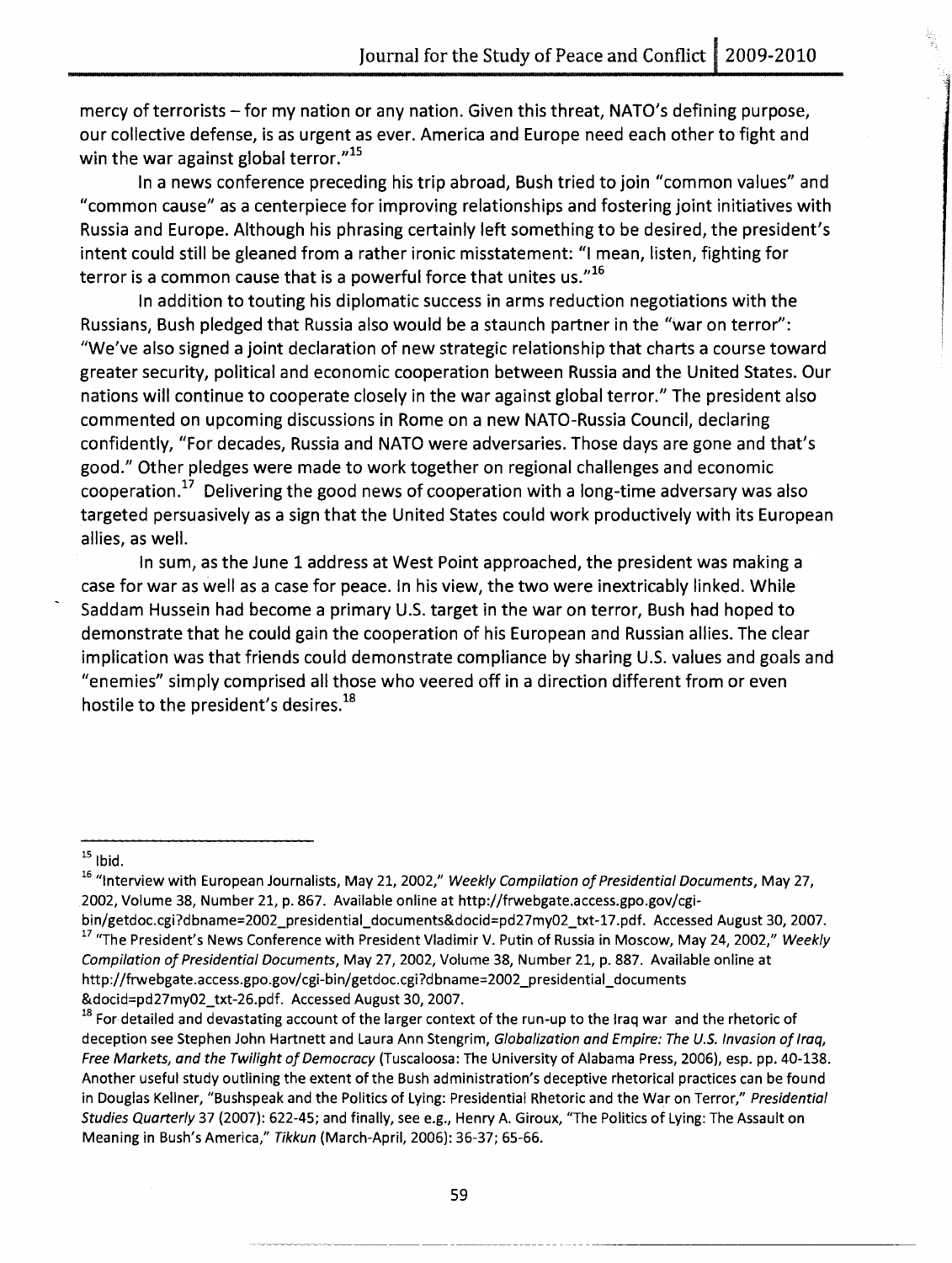mercy of terrorists – for my nation or any nation. Given this threat, NATO's defining purpose, our collective defense, is as urgent as ever. America and Europe need each other to fight and win the war against global terror."[15]

In a news conference preceding his trip abroad, Bush tried to join "common values" and "common cause" as a centerpiece for improving relationships and fostering joint initiatives with Russia and Europe. Although his phrasing certainly left something to be desired, the president's intent could still be gleaned from a rather ironic misstatement: "I mean, listen, fighting for terror is a common cause that is a powerful force that unites us."[16]

In addition to touting his diplomatic success in arms reduction negotiations with the Russians, Bush pledged that Russia also would be a staunch partner in the "war on terror": "We've also signed a joint declaration of new strategic relationship that charts a course toward greater security, political and economic cooperation between Russia and the United States. Our nations will continue to cooperate closely in the war against global terror." The president also commented on upcoming discussions in Rome on a new NATO-Russia Council, declaring confidently, "For decades, Russia and NATO were adversaries. Those days are gone and that's good." Other pledges were made to work together on regional challenges and economic cooperation.[17] Delivering the good news of cooperation with a long-time adversary was also targeted persuasively as a sign that the United States could work productively with its European allies, as well.

In sum, as the June 1 address at West Point approached, the president was making a case for war as well as a case for peace. In his view, the two were inextricably linked. While Saddam Hussein had become a primary U.S. target in the war on terror, Bush had hoped to demonstrate that he could gain the cooperation of his European and Russian allies. The clear implication was that friends could demonstrate compliance by sharing U.S. values and goals and "enemies" simply comprised all those who veered off in a direction different from or even hostile to the president's desires.[18]

---

[15] Ibid.

[16] "Interview with European Journalists, May 21, 2002," *Weekly Compilation of Presidential Documents*, May 27, 2002, Volume 38, Number 21, p. 867. Available online at http://frwebgate.access.gpo.gov/cgi-bin/getdoc.cgi?dbname=2002_presidential_documents&docid=pd27my02_txt-17.pdf. Accessed August 30, 2007.

[17] "The President's News Conference with President Vladimir V. Putin of Russia in Moscow, May 24, 2002," *Weekly Compilation of Presidential Documents*, May 27, 2002, Volume 38, Number 21, p. 887. Available online at http://frwebgate.access.gpo.gov/cgi-bin/getdoc.cgi?dbname=2002_presidential_documents &docid=pd27my02_txt-26.pdf. Accessed August 30, 2007.

[18] For detailed and devastating account of the larger context of the run-up to the Iraq war and the rhetoric of deception see Stephen John Hartnett and Laura Ann Stengrim, *Globalization and Empire: The U.S. Invasion of Iraq, Free Markets, and the Twilight of Democracy* (Tuscaloosa: The University of Alabama Press, 2006), esp. pp. 40-138. Another useful study outlining the extent of the Bush administration's deceptive rhetorical practices can be found in Douglas Kellner, "Bushspeak and the Politics of Lying: Presidential Rhetoric and the War on Terror," *Presidential Studies Quarterly* 37 (2007): 622-45; and finally, see e.g., Henry A. Giroux, "The Politics of Lying: The Assault on Meaning in Bush's America," *Tikkun* (March-April, 2006): 36-37; 65-66.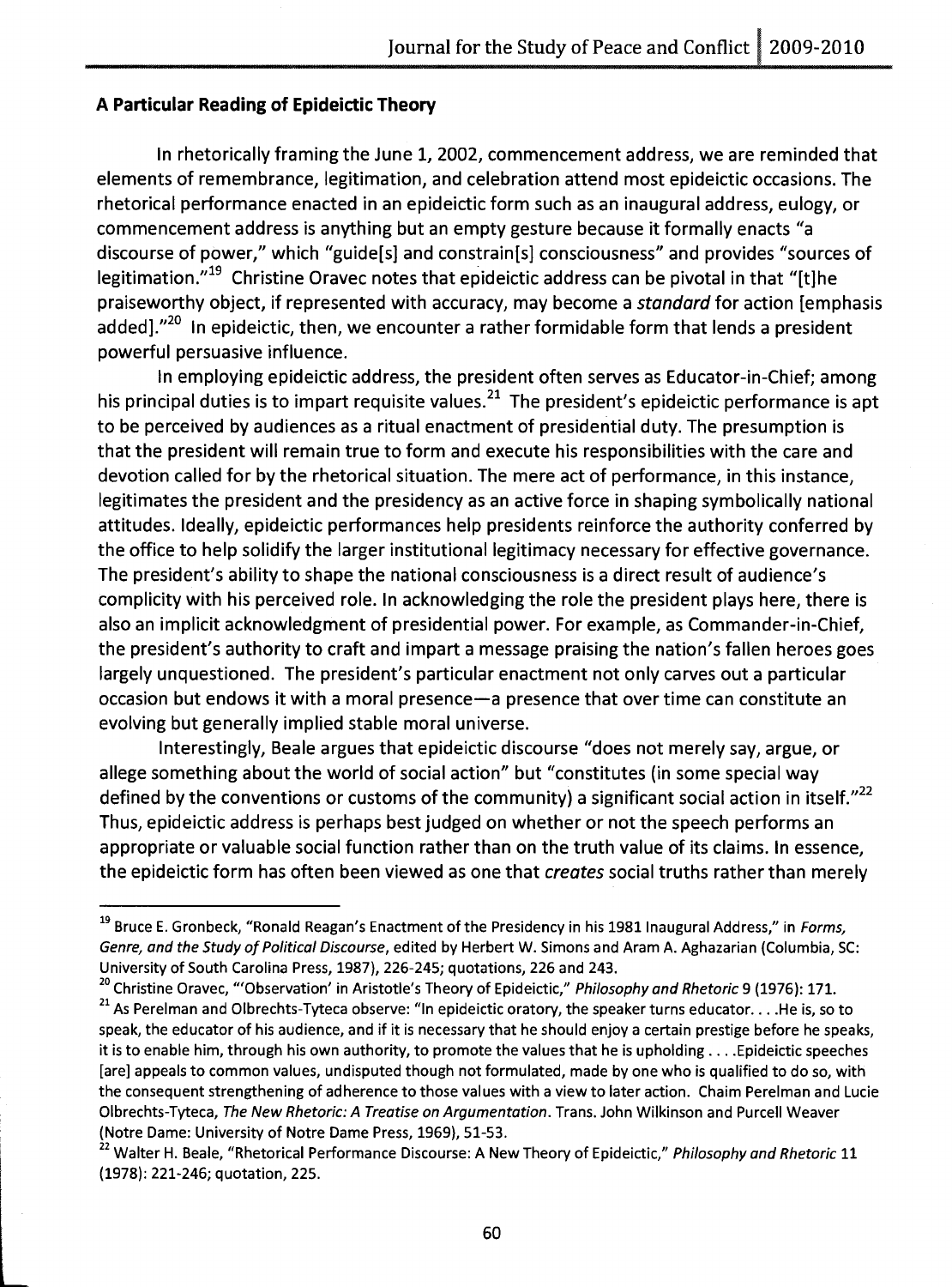### A Particular Reading of Epideictic Theory

In rhetorically framing the June 1, 2002, commencement address, we are reminded that elements of remembrance, legitimation, and celebration attend most epideictic occasions. The rhetorical performance enacted in an epideictic form such as an inaugural address, eulogy, or commencement address is anything but an empty gesture because it formally enacts "a discourse of power," which "guide[s] and constrain[s] consciousness" and provides "sources of legitimation."[19] Christine Oravec notes that epideictic address can be pivotal in that "[t]he praiseworthy object, if represented with accuracy, may become a *standard* for action [emphasis added]."[20] In epideictic, then, we encounter a rather formidable form that lends a president powerful persuasive influence.

In employing epideictic address, the president often serves as Educator-in-Chief; among his principal duties is to impart requisite values.[21] The president's epideictic performance is apt to be perceived by audiences as a ritual enactment of presidential duty. The presumption is that the president will remain true to form and execute his responsibilities with the care and devotion called for by the rhetorical situation. The mere act of performance, in this instance, legitimates the president and the presidency as an active force in shaping symbolically national attitudes. Ideally, epideictic performances help presidents reinforce the authority conferred by the office to help solidify the larger institutional legitimacy necessary for effective governance. The president's ability to shape the national consciousness is a direct result of audience's complicity with his perceived role. In acknowledging the role the president plays here, there is also an implicit acknowledgment of presidential power. For example, as Commander-in-Chief, the president's authority to craft and impart a message praising the nation's fallen heroes goes largely unquestioned. The president's particular enactment not only carves out a particular occasion but endows it with a moral presence—a presence that over time can constitute an evolving but generally implied stable moral universe.

Interestingly, Beale argues that epideictic discourse "does not merely say, argue, or allege something about the world of social action" but "constitutes (in some special way defined by the conventions or customs of the community) a significant social action in itself."[22] Thus, epideictic address is perhaps best judged on whether or not the speech performs an appropriate or valuable social function rather than on the truth value of its claims. In essence, the epideictic form has often been viewed as one that *creates* social truths rather than merely

---

[19] Bruce E. Gronbeck, "Ronald Reagan's Enactment of the Presidency in his 1981 Inaugural Address," in *Forms, Genre, and the Study of Political Discourse*, edited by Herbert W. Simons and Aram A. Aghazarian (Columbia, SC: University of South Carolina Press, 1987), 226-245; quotations, 226 and 243.

[20] Christine Oravec, "'Observation' in Aristotle's Theory of Epideictic," *Philosophy and Rhetoric* 9 (1976): 171.

[21] As Perelman and Olbrechts-Tyteca observe: "In epideictic oratory, the speaker turns educator. . . .He is, so to speak, the educator of his audience, and if it is necessary that he should enjoy a certain prestige before he speaks, it is to enable him, through his own authority, to promote the values that he is upholding . . . .Epideictic speeches [are] appeals to common values, undisputed though not formulated, made by one who is qualified to do so, with the consequent strengthening of adherence to those values with a view to later action. Chaim Perelman and Lucie Olbrechts-Tyteca, *The New Rhetoric: A Treatise on Argumentation*. Trans. John Wilkinson and Purcell Weaver (Notre Dame: University of Notre Dame Press, 1969), 51-53.

[22] Walter H. Beale, "Rhetorical Performance Discourse: A New Theory of Epideictic," *Philosophy and Rhetoric* 11 (1978): 221-246; quotation, 225.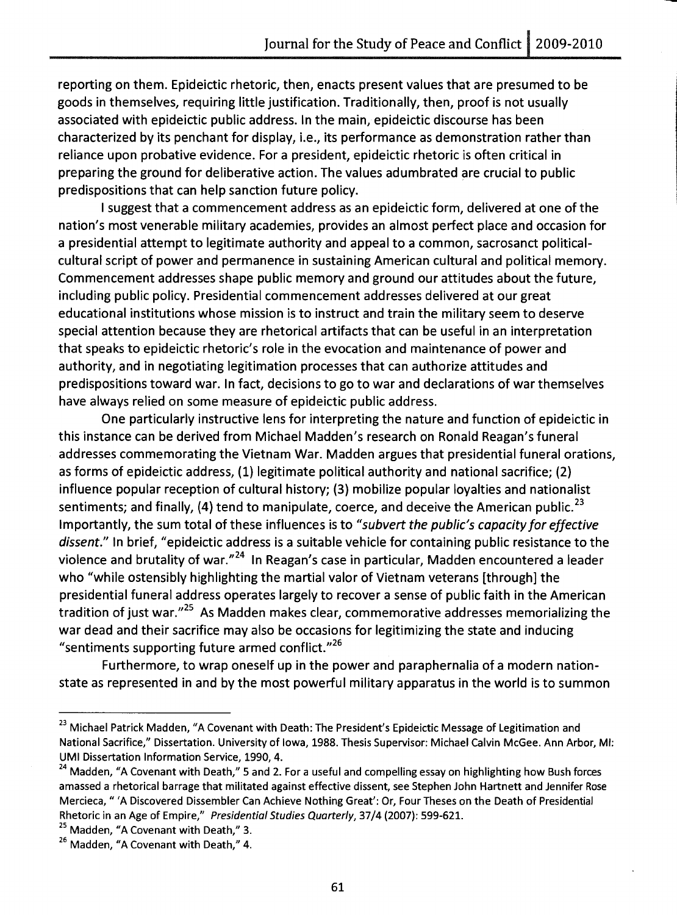reporting on them. Epideictic rhetoric, then, enacts present values that are presumed to be goods in themselves, requiring little justification. Traditionally, then, proof is not usually associated with epideictic public address. In the main, epideictic discourse has been characterized by its penchant for display, i.e., its performance as demonstration rather than reliance upon probative evidence. For a president, epideictic rhetoric is often critical in preparing the ground for deliberative action. The values adumbrated are crucial to public predispositions that can help sanction future policy.

I suggest that a commencement address as an epideictic form, delivered at one of the nation's most venerable military academies, provides an almost perfect place and occasion for a presidential attempt to legitimate authority and appeal to a common, sacrosanct political-cultural script of power and permanence in sustaining American cultural and political memory. Commencement addresses shape public memory and ground our attitudes about the future, including public policy. Presidential commencement addresses delivered at our great educational institutions whose mission is to instruct and train the military seem to deserve special attention because they are rhetorical artifacts that can be useful in an interpretation that speaks to epideictic rhetoric's role in the evocation and maintenance of power and authority, and in negotiating legitimation processes that can authorize attitudes and predispositions toward war. In fact, decisions to go to war and declarations of war themselves have always relied on some measure of epideictic public address.

One particularly instructive lens for interpreting the nature and function of epideictic in this instance can be derived from Michael Madden's research on Ronald Reagan's funeral addresses commemorating the Vietnam War. Madden argues that presidential funeral orations, as forms of epideictic address, (1) legitimate political authority and national sacrifice; (2) influence popular reception of cultural history; (3) mobilize popular loyalties and nationalist sentiments; and finally, (4) tend to manipulate, coerce, and deceive the American public.[23] Importantly, the sum total of these influences is to *"subvert the public's capacity for effective dissent."* In brief, "epideictic address is a suitable vehicle for containing public resistance to the violence and brutality of war."[24] In Reagan's case in particular, Madden encountered a leader who "while ostensibly highlighting the martial valor of Vietnam veterans [through] the presidential funeral address operates largely to recover a sense of public faith in the American tradition of just war."[25] As Madden makes clear, commemorative addresses memorializing the war dead and their sacrifice may also be occasions for legitimizing the state and inducing "sentiments supporting future armed conflict."[26]

Furthermore, to wrap oneself up in the power and paraphernalia of a modern nation-state as represented in and by the most powerful military apparatus in the world is to summon

---

[23] Michael Patrick Madden, "A Covenant with Death: The President's Epideictic Message of Legitimation and National Sacrifice," Dissertation. University of Iowa, 1988. Thesis Supervisor: Michael Calvin McGee. Ann Arbor, MI: UMI Dissertation Information Service, 1990, 4.

[24] Madden, "A Covenant with Death," 5 and 2. For a useful and compelling essay on highlighting how Bush forces amassed a rhetorical barrage that militated against effective dissent, see Stephen John Hartnett and Jennifer Rose Mercieca, " 'A Discovered Dissembler Can Achieve Nothing Great': Or, Four Theses on the Death of Presidential Rhetoric in an Age of Empire," *Presidential Studies Quarterly*, 37/4 (2007): 599-621.

[25] Madden, "A Covenant with Death," 3.

[26] Madden, "A Covenant with Death," 4.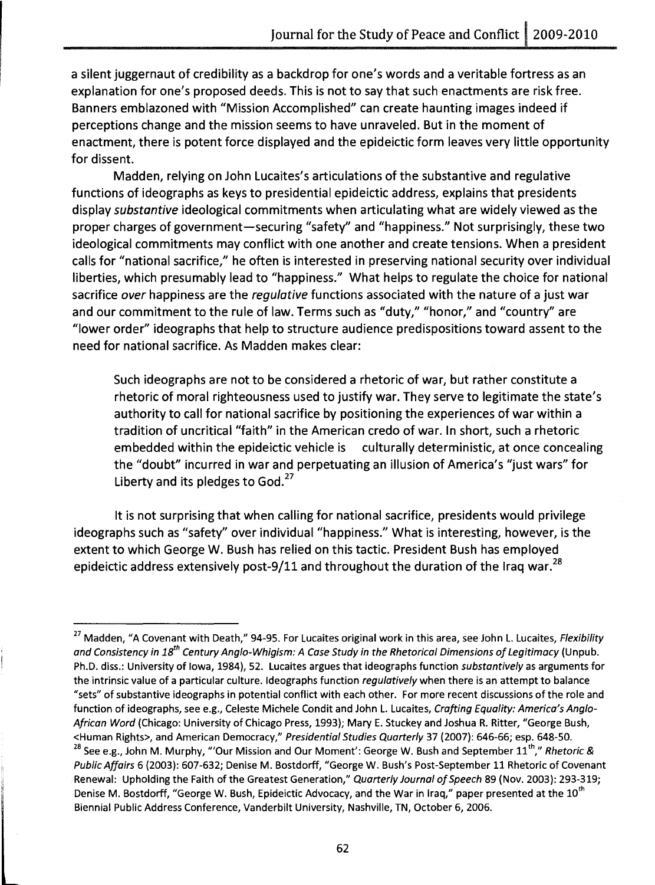a silent juggernaut of credibility as a backdrop for one's words and a veritable fortress as an explanation for one's proposed deeds. This is not to say that such enactments are risk free. Banners emblazoned with "Mission Accomplished" can create haunting images indeed if perceptions change and the mission seems to have unraveled. But in the moment of enactment, there is potent force displayed and the epideictic form leaves very little opportunity for dissent.

Madden, relying on John Lucaites's articulations of the substantive and regulative functions of ideographs as keys to presidential epideictic address, explains that presidents display *substantive* ideological commitments when articulating what are widely viewed as the proper charges of government—securing "safety" and "happiness." Not surprisingly, these two ideological commitments may conflict with one another and create tensions. When a president calls for "national sacrifice," he often is interested in preserving national security over individual liberties, which presumably lead to "happiness." What helps to regulate the choice for national sacrifice *over* happiness are the *regulative* functions associated with the nature of a just war and our commitment to the rule of law. Terms such as "duty," "honor," and "country" are "lower order" ideographs that help to structure audience predispositions toward assent to the need for national sacrifice. As Madden makes clear:

> Such ideographs are not to be considered a rhetoric of war, but rather constitute a rhetoric of moral righteousness used to justify war. They serve to legitimate the state's authority to call for national sacrifice by positioning the experiences of war within a tradition of uncritical "faith" in the American credo of war. In short, such a rhetoric embedded within the epideictic vehicle is culturally deterministic, at once concealing the "doubt" incurred in war and perpetuating an illusion of America's "just wars" for Liberty and its pledges to God.[27]

It is not surprising that when calling for national sacrifice, presidents would privilege ideographs such as "safety" over individual "happiness." What is interesting, however, is the extent to which George W. Bush has relied on this tactic. President Bush has employed epideictic address extensively post-9/11 and throughout the duration of the Iraq war.[28]

---

[27] Madden, "A Covenant with Death," 94-95. For Lucaites original work in this area, see John L. Lucaites, *Flexibility and Consistency in 18th Century Anglo-Whigism: A Case Study in the Rhetorical Dimensions of Legitimacy* (Unpub. Ph.D. diss.: University of Iowa, 1984), 52. Lucaites argues that ideographs function *substantively* as arguments for the intrinsic value of a particular culture. Ideographs function *regulatively* when there is an attempt to balance "sets" of substantive ideographs in potential conflict with each other. For more recent discussions of the role and function of ideographs, see e.g., Celeste Michele Condit and John L. Lucaites, *Crafting Equality: America's Anglo-African Word* (Chicago: University of Chicago Press, 1993); Mary E. Stuckey and Joshua R. Ritter, "George Bush, <Human Rights>, and American Democracy," *Presidential Studies Quarterly* 37 (2007): 646-66; esp. 648-50.

[28] See e.g., John M. Murphy, "'Our Mission and Our Moment': George W. Bush and September 11th," *Rhetoric & Public Affairs* 6 (2003): 607-632; Denise M. Bostdorff, "George W. Bush's Post-September 11 Rhetoric of Covenant Renewal: Upholding the Faith of the Greatest Generation," *Quarterly Journal of Speech* 89 (Nov. 2003): 293-319; Denise M. Bostdorff, "George W. Bush, Epideictic Advocacy, and the War in Iraq," paper presented at the 10th Biennial Public Address Conference, Vanderbilt University, Nashville, TN, October 6, 2006.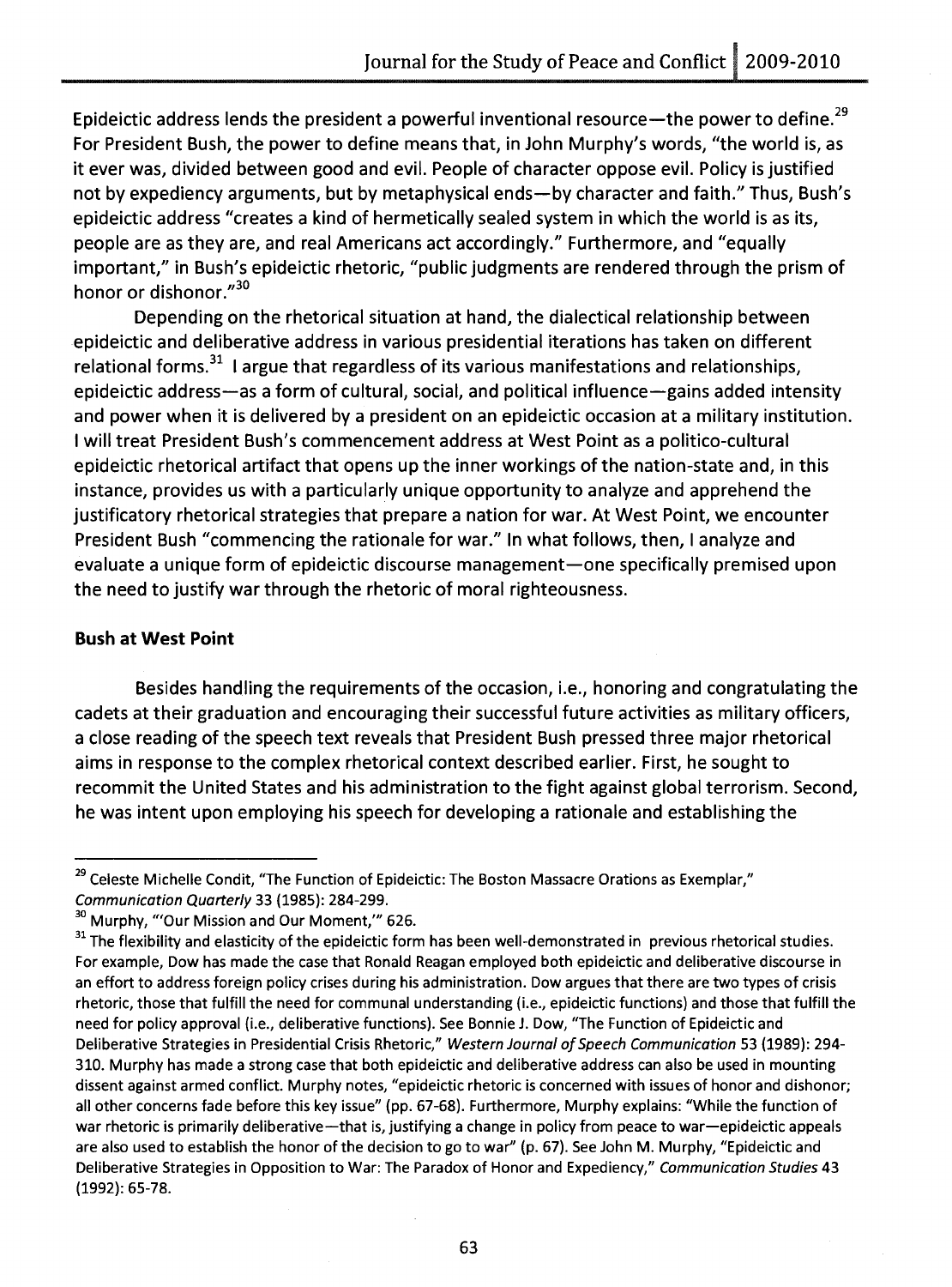Epideictic address lends the president a powerful inventional resource—the power to define.[29] For President Bush, the power to define means that, in John Murphy's words, "the world is, as it ever was, divided between good and evil. People of character oppose evil. Policy is justified not by expediency arguments, but by metaphysical ends—by character and faith." Thus, Bush's epideictic address "creates a kind of hermetically sealed system in which the world is as its, people are as they are, and real Americans act accordingly." Furthermore, and "equally important," in Bush's epideictic rhetoric, "public judgments are rendered through the prism of honor or dishonor."[30]

Depending on the rhetorical situation at hand, the dialectical relationship between epideictic and deliberative address in various presidential iterations has taken on different relational forms.[31] I argue that regardless of its various manifestations and relationships, epideictic address—as a form of cultural, social, and political influence—gains added intensity and power when it is delivered by a president on an epideictic occasion at a military institution. I will treat President Bush's commencement address at West Point as a politico-cultural epideictic rhetorical artifact that opens up the inner workings of the nation-state and, in this instance, provides us with a particularly unique opportunity to analyze and apprehend the justificatory rhetorical strategies that prepare a nation for war. At West Point, we encounter President Bush "commencing the rationale for war." In what follows, then, I analyze and evaluate a unique form of epideictic discourse management—one specifically premised upon the need to justify war through the rhetoric of moral righteousness.

**Bush at West Point**

Besides handling the requirements of the occasion, i.e., honoring and congratulating the cadets at their graduation and encouraging their successful future activities as military officers, a close reading of the speech text reveals that President Bush pressed three major rhetorical aims in response to the complex rhetorical context described earlier. First, he sought to recommit the United States and his administration to the fight against global terrorism. Second, he was intent upon employing his speech for developing a rationale and establishing the

---

[29] Celeste Michelle Condit, "The Function of Epideictic: The Boston Massacre Orations as Exemplar," *Communication Quarterly* 33 (1985): 284-299.

[30] Murphy, "'Our Mission and Our Moment,'" 626.

[31] The flexibility and elasticity of the epideictic form has been well-demonstrated in previous rhetorical studies. For example, Dow has made the case that Ronald Reagan employed both epideictic and deliberative discourse in an effort to address foreign policy crises during his administration. Dow argues that there are two types of crisis rhetoric, those that fulfill the need for communal understanding (i.e., epideictic functions) and those that fulfill the need for policy approval (i.e., deliberative functions). See Bonnie J. Dow, "The Function of Epideictic and Deliberative Strategies in Presidential Crisis Rhetoric," *Western Journal of Speech Communication* 53 (1989): 294-310. Murphy has made a strong case that both epideictic and deliberative address can also be used in mounting dissent against armed conflict. Murphy notes, "epideictic rhetoric is concerned with issues of honor and dishonor; all other concerns fade before this key issue" (pp. 67-68). Furthermore, Murphy explains: "While the function of war rhetoric is primarily deliberative—that is, justifying a change in policy from peace to war—epideictic appeals are also used to establish the honor of the decision to go to war" (p. 67). See John M. Murphy, "Epideictic and Deliberative Strategies in Opposition to War: The Paradox of Honor and Expediency," *Communication Studies* 43 (1992): 65-78.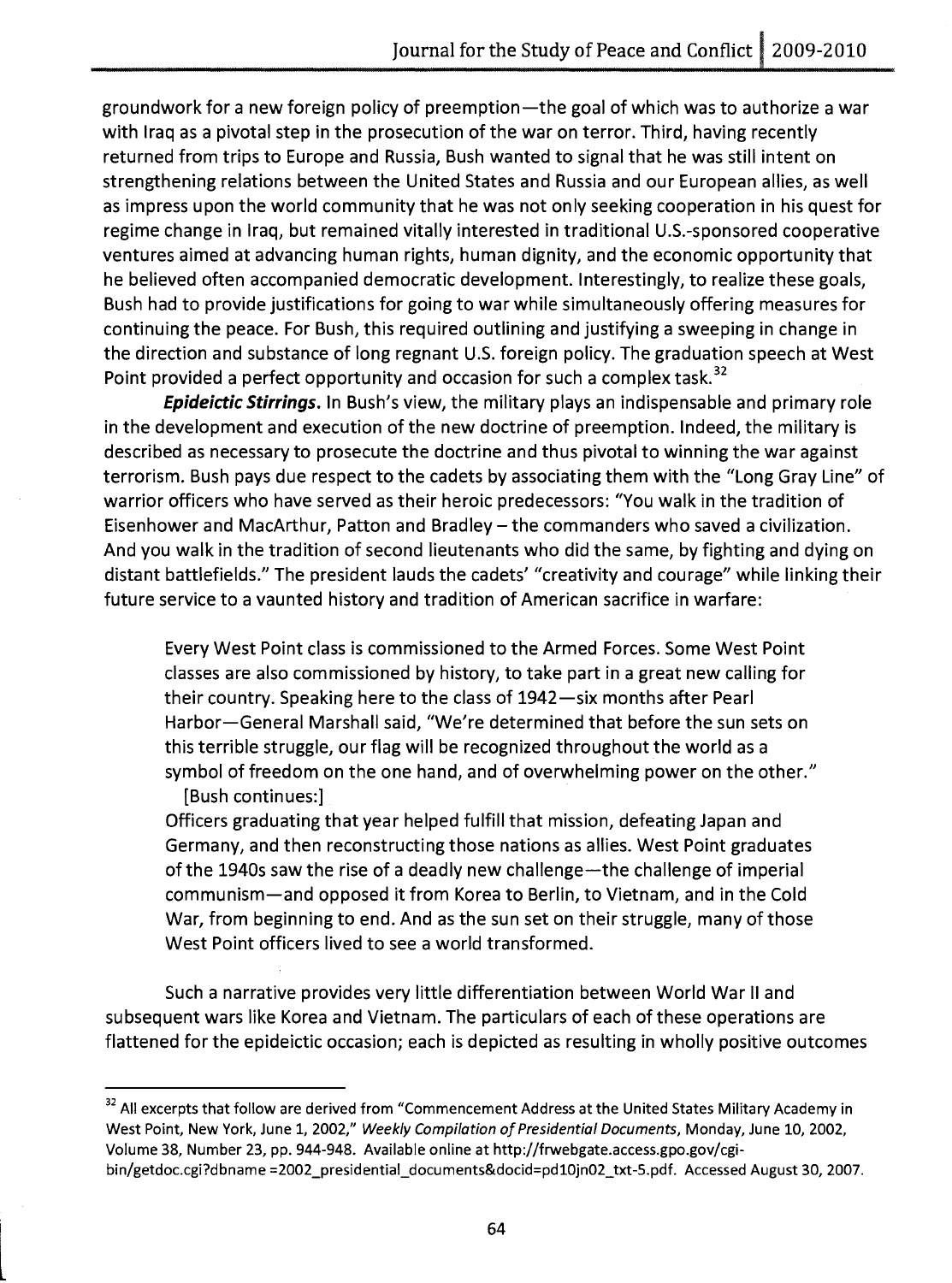groundwork for a new foreign policy of preemption—the goal of which was to authorize a war with Iraq as a pivotal step in the prosecution of the war on terror. Third, having recently returned from trips to Europe and Russia, Bush wanted to signal that he was still intent on strengthening relations between the United States and Russia and our European allies, as well as impress upon the world community that he was not only seeking cooperation in his quest for regime change in Iraq, but remained vitally interested in traditional U.S.-sponsored cooperative ventures aimed at advancing human rights, human dignity, and the economic opportunity that he believed often accompanied democratic development. Interestingly, to realize these goals, Bush had to provide justifications for going to war while simultaneously offering measures for continuing the peace. For Bush, this required outlining and justifying a sweeping in change in the direction and substance of long regnant U.S. foreign policy. The graduation speech at West Point provided a perfect opportunity and occasion for such a complex task.[32]

***Epideictic Stirrings.*** In Bush's view, the military plays an indispensable and primary role in the development and execution of the new doctrine of preemption. Indeed, the military is described as necessary to prosecute the doctrine and thus pivotal to winning the war against terrorism. Bush pays due respect to the cadets by associating them with the "Long Gray Line" of warrior officers who have served as their heroic predecessors: "You walk in the tradition of Eisenhower and MacArthur, Patton and Bradley – the commanders who saved a civilization. And you walk in the tradition of second lieutenants who did the same, by fighting and dying on distant battlefields." The president lauds the cadets' "creativity and courage" while linking their future service to a vaunted history and tradition of American sacrifice in warfare:

> Every West Point class is commissioned to the Armed Forces. Some West Point classes are also commissioned by history, to take part in a great new calling for their country. Speaking here to the class of 1942—six months after Pearl Harbor—General Marshall said, "We're determined that before the sun sets on this terrible struggle, our flag will be recognized throughout the world as a symbol of freedom on the one hand, and of overwhelming power on the other."
>
> [Bush continues:]
>
> Officers graduating that year helped fulfill that mission, defeating Japan and Germany, and then reconstructing those nations as allies. West Point graduates of the 1940s saw the rise of a deadly new challenge—the challenge of imperial communism—and opposed it from Korea to Berlin, to Vietnam, and in the Cold War, from beginning to end. And as the sun set on their struggle, many of those West Point officers lived to see a world transformed.

Such a narrative provides very little differentiation between World War II and subsequent wars like Korea and Vietnam. The particulars of each of these operations are flattened for the epideictic occasion; each is depicted as resulting in wholly positive outcomes

---

[32] All excerpts that follow are derived from "Commencement Address at the United States Military Academy in West Point, New York, June 1, 2002," *Weekly Compilation of Presidential Documents*, Monday, June 10, 2002, Volume 38, Number 23, pp. 944-948. Available online at http://frwebgate.access.gpo.gov/cgi-bin/getdoc.cgi?dbname =2002_presidential_documents&docid=pd10jn02_txt-5.pdf. Accessed August 30, 2007.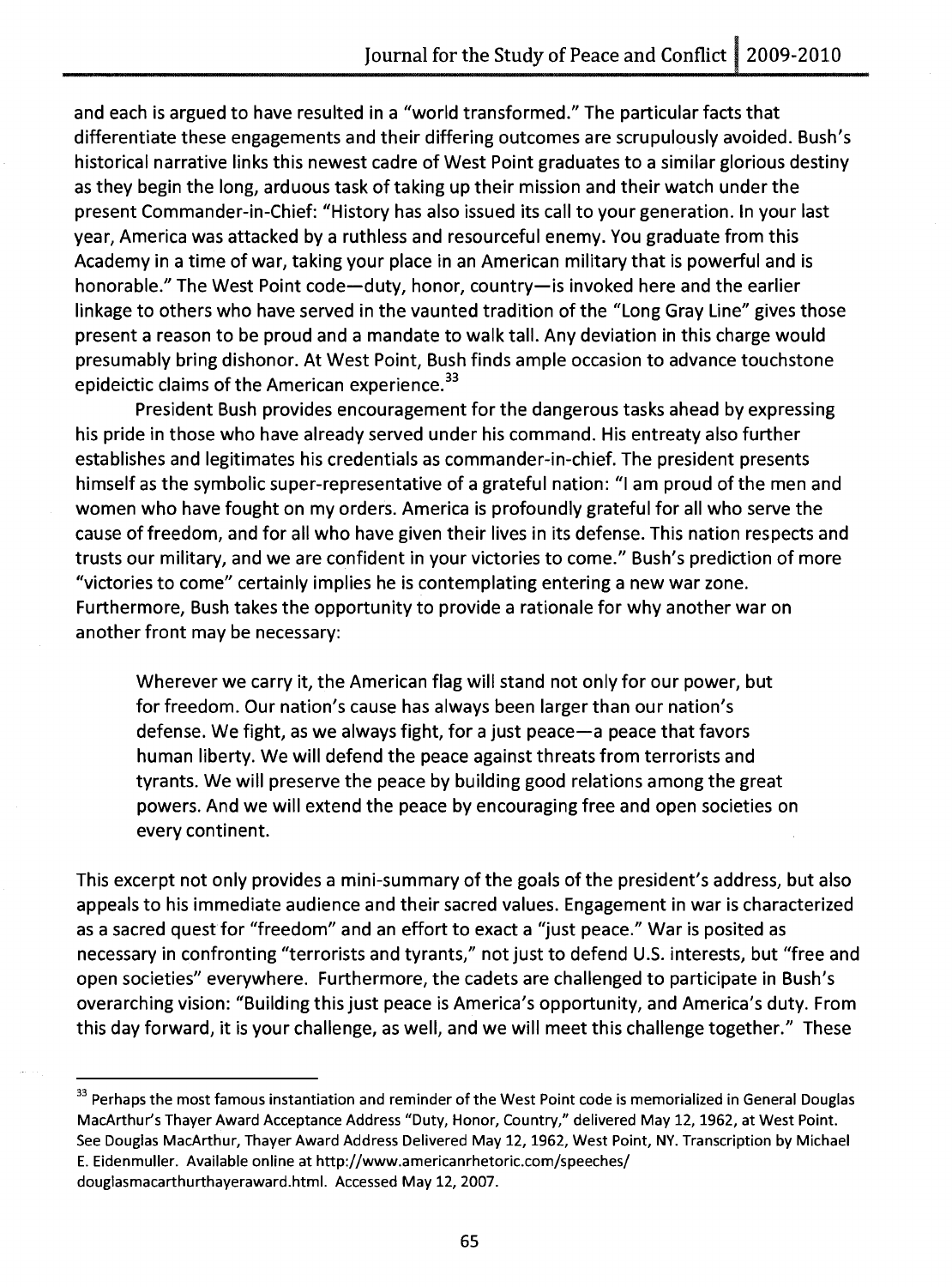and each is argued to have resulted in a "world transformed." The particular facts that differentiate these engagements and their differing outcomes are scrupulously avoided. Bush's historical narrative links this newest cadre of West Point graduates to a similar glorious destiny as they begin the long, arduous task of taking up their mission and their watch under the present Commander-in-Chief: "History has also issued its call to your generation. In your last year, America was attacked by a ruthless and resourceful enemy. You graduate from this Academy in a time of war, taking your place in an American military that is powerful and is honorable." The West Point code—duty, honor, country—is invoked here and the earlier linkage to others who have served in the vaunted tradition of the "Long Gray Line" gives those present a reason to be proud and a mandate to walk tall. Any deviation in this charge would presumably bring dishonor. At West Point, Bush finds ample occasion to advance touchstone epideictic claims of the American experience.[33]

President Bush provides encouragement for the dangerous tasks ahead by expressing his pride in those who have already served under his command. His entreaty also further establishes and legitimates his credentials as commander-in-chief. The president presents himself as the symbolic super-representative of a grateful nation: "I am proud of the men and women who have fought on my orders. America is profoundly grateful for all who serve the cause of freedom, and for all who have given their lives in its defense. This nation respects and trusts our military, and we are confident in your victories to come." Bush's prediction of more "victories to come" certainly implies he is contemplating entering a new war zone. Furthermore, Bush takes the opportunity to provide a rationale for why another war on another front may be necessary:

> Wherever we carry it, the American flag will stand not only for our power, but for freedom. Our nation's cause has always been larger than our nation's defense. We fight, as we always fight, for a just peace—a peace that favors human liberty. We will defend the peace against threats from terrorists and tyrants. We will preserve the peace by building good relations among the great powers. And we will extend the peace by encouraging free and open societies on every continent.

This excerpt not only provides a mini-summary of the goals of the president's address, but also appeals to his immediate audience and their sacred values. Engagement in war is characterized as a sacred quest for "freedom" and an effort to exact a "just peace." War is posited as necessary in confronting "terrorists and tyrants," not just to defend U.S. interests, but "free and open societies" everywhere. Furthermore, the cadets are challenged to participate in Bush's overarching vision: "Building this just peace is America's opportunity, and America's duty. From this day forward, it is your challenge, as well, and we will meet this challenge together." These

---

[33] Perhaps the most famous instantiation and reminder of the West Point code is memorialized in General Douglas MacArthur's Thayer Award Acceptance Address "Duty, Honor, Country," delivered May 12, 1962, at West Point. See Douglas MacArthur, Thayer Award Address Delivered May 12, 1962, West Point, NY. Transcription by Michael E. Eidenmuller. Available online at http://www.americanrhetoric.com/speeches/douglasmacarthurthayeraward.html. Accessed May 12, 2007.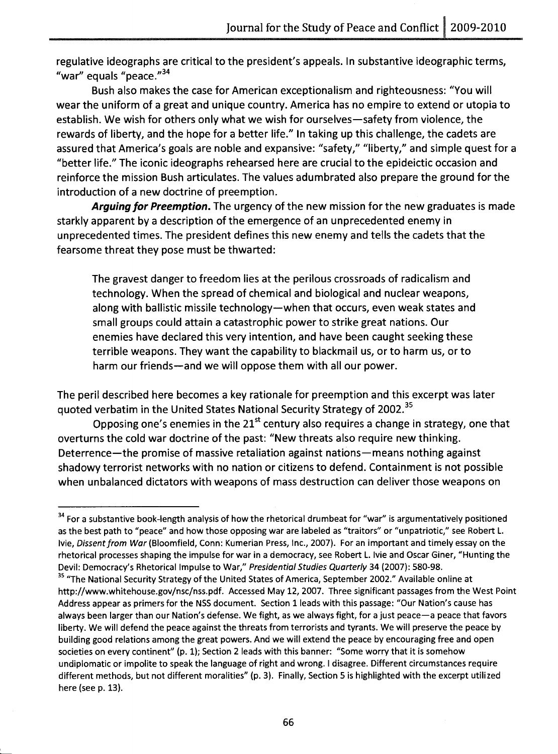regulative ideographs are critical to the president's appeals. In substantive ideographic terms, "war" equals "peace."[34]

Bush also makes the case for American exceptionalism and righteousness: "You will wear the uniform of a great and unique country. America has no empire to extend or utopia to establish. We wish for others only what we wish for ourselves—safety from violence, the rewards of liberty, and the hope for a better life." In taking up this challenge, the cadets are assured that America's goals are noble and expansive: "safety," "liberty," and simple quest for a "better life." The iconic ideographs rehearsed here are crucial to the epideictic occasion and reinforce the mission Bush articulates. The values adumbrated also prepare the ground for the introduction of a new doctrine of preemption.

***Arguing for Preemption.*** The urgency of the new mission for the new graduates is made starkly apparent by a description of the emergence of an unprecedented enemy in unprecedented times. The president defines this new enemy and tells the cadets that the fearsome threat they pose must be thwarted:

> The gravest danger to freedom lies at the perilous crossroads of radicalism and technology. When the spread of chemical and biological and nuclear weapons, along with ballistic missile technology—when that occurs, even weak states and small groups could attain a catastrophic power to strike great nations. Our enemies have declared this very intention, and have been caught seeking these terrible weapons. They want the capability to blackmail us, or to harm us, or to harm our friends—and we will oppose them with all our power.

The peril described here becomes a key rationale for preemption and this excerpt was later quoted verbatim in the United States National Security Strategy of 2002.[35]

Opposing one's enemies in the 21st century also requires a change in strategy, one that overturns the cold war doctrine of the past: "New threats also require new thinking. Deterrence—the promise of massive retaliation against nations—means nothing against shadowy terrorist networks with no nation or citizens to defend. Containment is not possible when unbalanced dictators with weapons of mass destruction can deliver those weapons on

---

[34] For a substantive book-length analysis of how the rhetorical drumbeat for "war" is argumentatively positioned as the best path to "peace" and how those opposing war are labeled as "traitors" or "unpatriotic," see Robert L. Ivie, *Dissent from War* (Bloomfield, Conn: Kumerian Press, Inc., 2007). For an important and timely essay on the rhetorical processes shaping the impulse for war in a democracy, see Robert L. Ivie and Oscar Giner, "Hunting the Devil: Democracy's Rhetorical Impulse to War," *Presidential Studies Quarterly* 34 (2007): 580-98.

[35] "The National Security Strategy of the United States of America, September 2002." Available online at http://www.whitehouse.gov/nsc/nss.pdf. Accessed May 12, 2007. Three significant passages from the West Point Address appear as primers for the NSS document. Section 1 leads with this passage: "Our Nation's cause has always been larger than our Nation's defense. We fight, as we always fight, for a just peace—a peace that favors liberty. We will defend the peace against the threats from terrorists and tyrants. We will preserve the peace by building good relations among the great powers. And we will extend the peace by encouraging free and open societies on every continent" (p. 1); Section 2 leads with this banner: "Some worry that it is somehow undiplomatic or impolite to speak the language of right and wrong. I disagree. Different circumstances require different methods, but not different moralities" (p. 3). Finally, Section 5 is highlighted with the excerpt utilized here (see p. 13).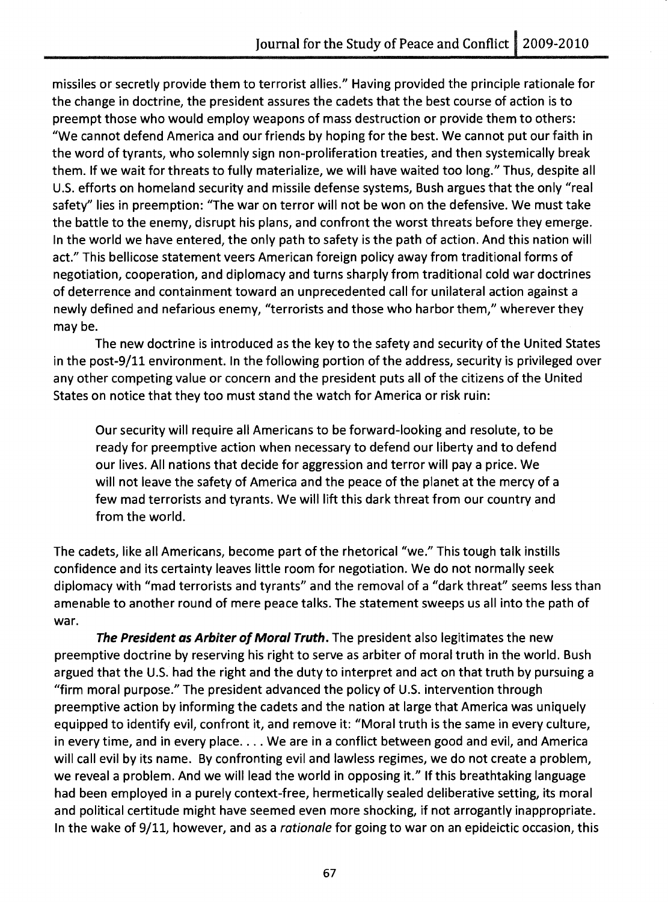missiles or secretly provide them to terrorist allies." Having provided the principle rationale for the change in doctrine, the president assures the cadets that the best course of action is to preempt those who would employ weapons of mass destruction or provide them to others: "We cannot defend America and our friends by hoping for the best. We cannot put our faith in the word of tyrants, who solemnly sign non-proliferation treaties, and then systemically break them. If we wait for threats to fully materialize, we will have waited too long." Thus, despite all U.S. efforts on homeland security and missile defense systems, Bush argues that the only "real safety" lies in preemption: "The war on terror will not be won on the defensive. We must take the battle to the enemy, disrupt his plans, and confront the worst threats before they emerge. In the world we have entered, the only path to safety is the path of action. And this nation will act." This bellicose statement veers American foreign policy away from traditional forms of negotiation, cooperation, and diplomacy and turns sharply from traditional cold war doctrines of deterrence and containment toward an unprecedented call for unilateral action against a newly defined and nefarious enemy, "terrorists and those who harbor them," wherever they may be.

The new doctrine is introduced as the key to the safety and security of the United States in the post-9/11 environment. In the following portion of the address, security is privileged over any other competing value or concern and the president puts all of the citizens of the United States on notice that they too must stand the watch for America or risk ruin:

> Our security will require all Americans to be forward-looking and resolute, to be ready for preemptive action when necessary to defend our liberty and to defend our lives. All nations that decide for aggression and terror will pay a price. We will not leave the safety of America and the peace of the planet at the mercy of a few mad terrorists and tyrants. We will lift this dark threat from our country and from the world.

The cadets, like all Americans, become part of the rhetorical "we." This tough talk instills confidence and its certainty leaves little room for negotiation. We do not normally seek diplomacy with "mad terrorists and tyrants" and the removal of a "dark threat" seems less than amenable to another round of mere peace talks. The statement sweeps us all into the path of war.

***The President as Arbiter of Moral Truth.*** The president also legitimates the new preemptive doctrine by reserving his right to serve as arbiter of moral truth in the world. Bush argued that the U.S. had the right and the duty to interpret and act on that truth by pursuing a "firm moral purpose." The president advanced the policy of U.S. intervention through preemptive action by informing the cadets and the nation at large that America was uniquely equipped to identify evil, confront it, and remove it: "Moral truth is the same in every culture, in every time, and in every place. . . . We are in a conflict between good and evil, and America will call evil by its name. By confronting evil and lawless regimes, we do not create a problem, we reveal a problem. And we will lead the world in opposing it." If this breathtaking language had been employed in a purely context-free, hermetically sealed deliberative setting, its moral and political certitude might have seemed even more shocking, if not arrogantly inappropriate. In the wake of 9/11, however, and as a *rationale* for going to war on an epideictic occasion, this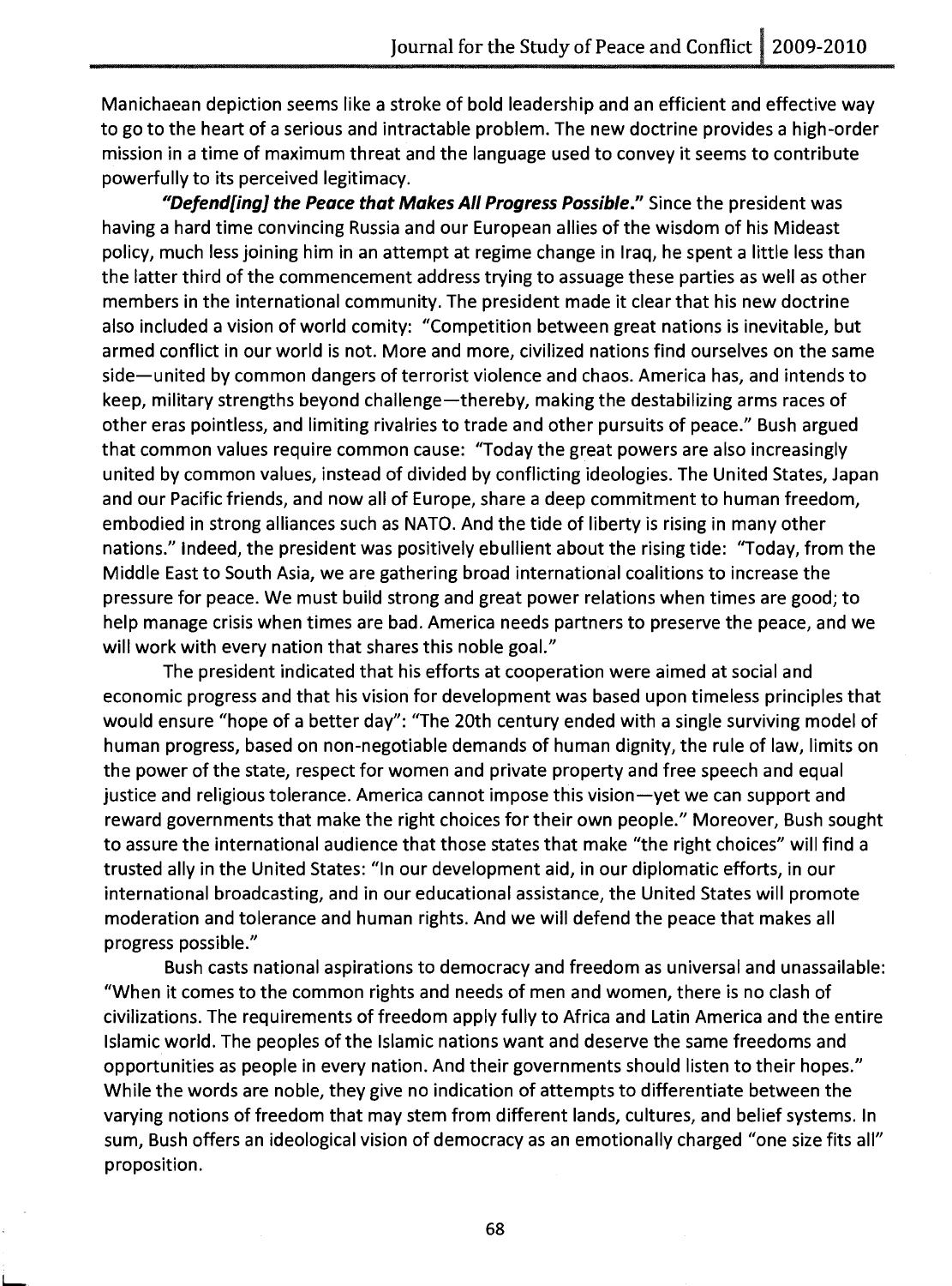Manichaean depiction seems like a stroke of bold leadership and an efficient and effective way to go to the heart of a serious and intractable problem. The new doctrine provides a high-order mission in a time of maximum threat and the language used to convey it seems to contribute powerfully to its perceived legitimacy.

***"Defend[ing] the Peace that Makes All Progress Possible."*** Since the president was having a hard time convincing Russia and our European allies of the wisdom of his Mideast policy, much less joining him in an attempt at regime change in Iraq, he spent a little less than the latter third of the commencement address trying to assuage these parties as well as other members in the international community. The president made it clear that his new doctrine also included a vision of world comity: "Competition between great nations is inevitable, but armed conflict in our world is not. More and more, civilized nations find ourselves on the same side—united by common dangers of terrorist violence and chaos. America has, and intends to keep, military strengths beyond challenge—thereby, making the destabilizing arms races of other eras pointless, and limiting rivalries to trade and other pursuits of peace." Bush argued that common values require common cause: "Today the great powers are also increasingly united by common values, instead of divided by conflicting ideologies. The United States, Japan and our Pacific friends, and now all of Europe, share a deep commitment to human freedom, embodied in strong alliances such as NATO. And the tide of liberty is rising in many other nations." Indeed, the president was positively ebullient about the rising tide: "Today, from the Middle East to South Asia, we are gathering broad international coalitions to increase the pressure for peace. We must build strong and great power relations when times are good; to help manage crisis when times are bad. America needs partners to preserve the peace, and we will work with every nation that shares this noble goal."

The president indicated that his efforts at cooperation were aimed at social and economic progress and that his vision for development was based upon timeless principles that would ensure "hope of a better day": "The 20th century ended with a single surviving model of human progress, based on non-negotiable demands of human dignity, the rule of law, limits on the power of the state, respect for women and private property and free speech and equal justice and religious tolerance. America cannot impose this vision—yet we can support and reward governments that make the right choices for their own people." Moreover, Bush sought to assure the international audience that those states that make "the right choices" will find a trusted ally in the United States: "In our development aid, in our diplomatic efforts, in our international broadcasting, and in our educational assistance, the United States will promote moderation and tolerance and human rights. And we will defend the peace that makes all progress possible."

Bush casts national aspirations to democracy and freedom as universal and unassailable: "When it comes to the common rights and needs of men and women, there is no clash of civilizations. The requirements of freedom apply fully to Africa and Latin America and the entire Islamic world. The peoples of the Islamic nations want and deserve the same freedoms and opportunities as people in every nation. And their governments should listen to their hopes." While the words are noble, they give no indication of attempts to differentiate between the varying notions of freedom that may stem from different lands, cultures, and belief systems. In sum, Bush offers an ideological vision of democracy as an emotionally charged "one size fits all" proposition.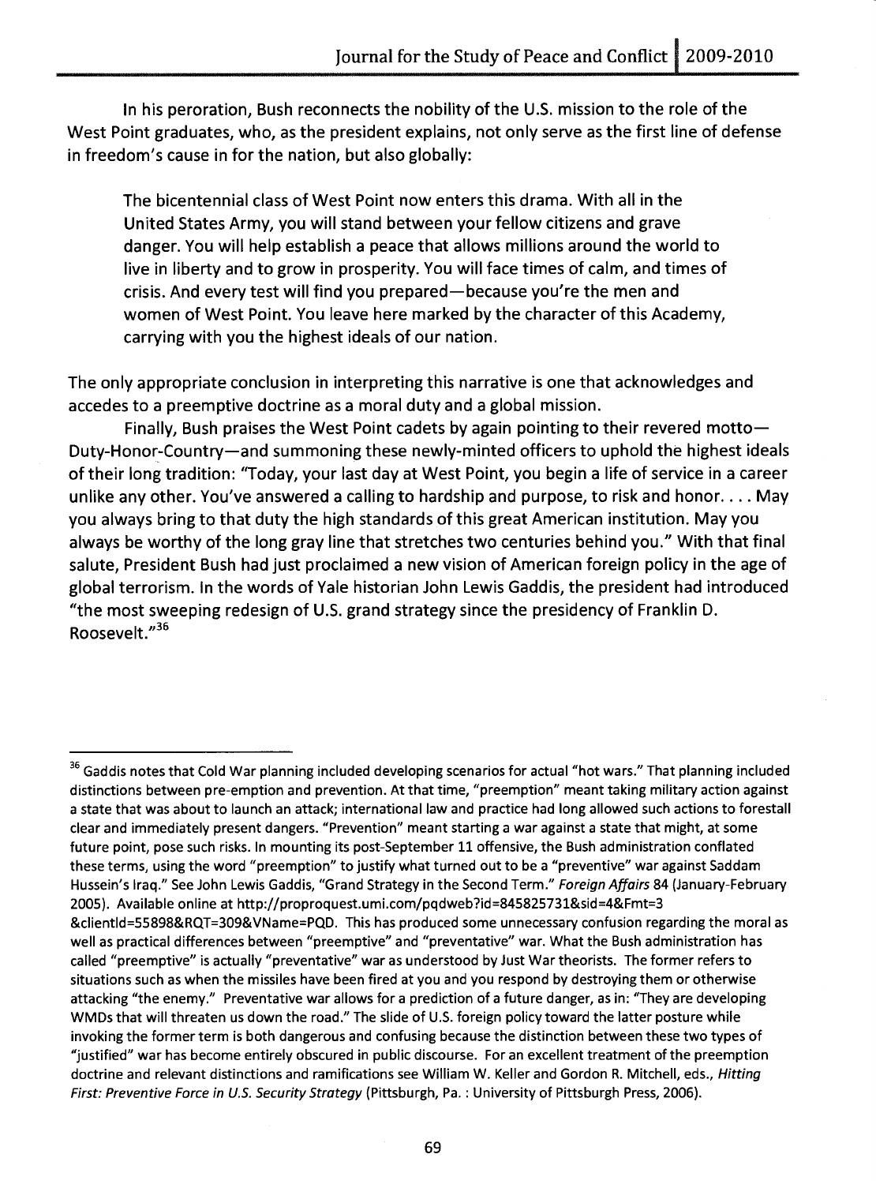In his peroration, Bush reconnects the nobility of the U.S. mission to the role of the West Point graduates, who, as the president explains, not only serve as the first line of defense in freedom's cause in for the nation, but also globally:

> The bicentennial class of West Point now enters this drama. With all in the United States Army, you will stand between your fellow citizens and grave danger. You will help establish a peace that allows millions around the world to live in liberty and to grow in prosperity. You will face times of calm, and times of crisis. And every test will find you prepared—because you're the men and women of West Point. You leave here marked by the character of this Academy, carrying with you the highest ideals of our nation.

The only appropriate conclusion in interpreting this narrative is one that acknowledges and accedes to a preemptive doctrine as a moral duty and a global mission.

Finally, Bush praises the West Point cadets by again pointing to their revered motto—Duty-Honor-Country—and summoning these newly-minted officers to uphold the highest ideals of their long tradition: "Today, your last day at West Point, you begin a life of service in a career unlike any other. You've answered a calling to hardship and purpose, to risk and honor. . . . May you always bring to that duty the high standards of this great American institution. May you always be worthy of the long gray line that stretches two centuries behind you." With that final salute, President Bush had just proclaimed a new vision of American foreign policy in the age of global terrorism. In the words of Yale historian John Lewis Gaddis, the president had introduced "the most sweeping redesign of U.S. grand strategy since the presidency of Franklin D. Roosevelt."[36]

---

[36] Gaddis notes that Cold War planning included developing scenarios for actual "hot wars." That planning included distinctions between pre-emption and prevention. At that time, "preemption" meant taking military action against a state that was about to launch an attack; international law and practice had long allowed such actions to forestall clear and immediately present dangers. "Prevention" meant starting a war against a state that might, at some future point, pose such risks. In mounting its post-September 11 offensive, the Bush administration conflated these terms, using the word "preemption" to justify what turned out to be a "preventive" war against Saddam Hussein's Iraq." See John Lewis Gaddis, "Grand Strategy in the Second Term." *Foreign Affairs* 84 (January-February 2005). Available online at http://proproquest.umi.com/pqdweb?id=845825731&sid=4&Fmt=3&clientId=55898&RQT=309&VName=PQD. This has produced some unnecessary confusion regarding the moral as well as practical differences between "preemptive" and "preventative" war. What the Bush administration has called "preemptive" is actually "preventative" war as understood by Just War theorists. The former refers to situations such as when the missiles have been fired at you and you respond by destroying them or otherwise attacking "the enemy." Preventative war allows for a prediction of a future danger, as in: "They are developing WMDs that will threaten us down the road." The slide of U.S. foreign policy toward the latter posture while invoking the former term is both dangerous and confusing because the distinction between these two types of "justified" war has become entirely obscured in public discourse. For an excellent treatment of the preemption doctrine and relevant distinctions and ramifications see William W. Keller and Gordon R. Mitchell, eds., *Hitting First: Preventive Force in U.S. Security Strategy* (Pittsburgh, Pa. : University of Pittsburgh Press, 2006).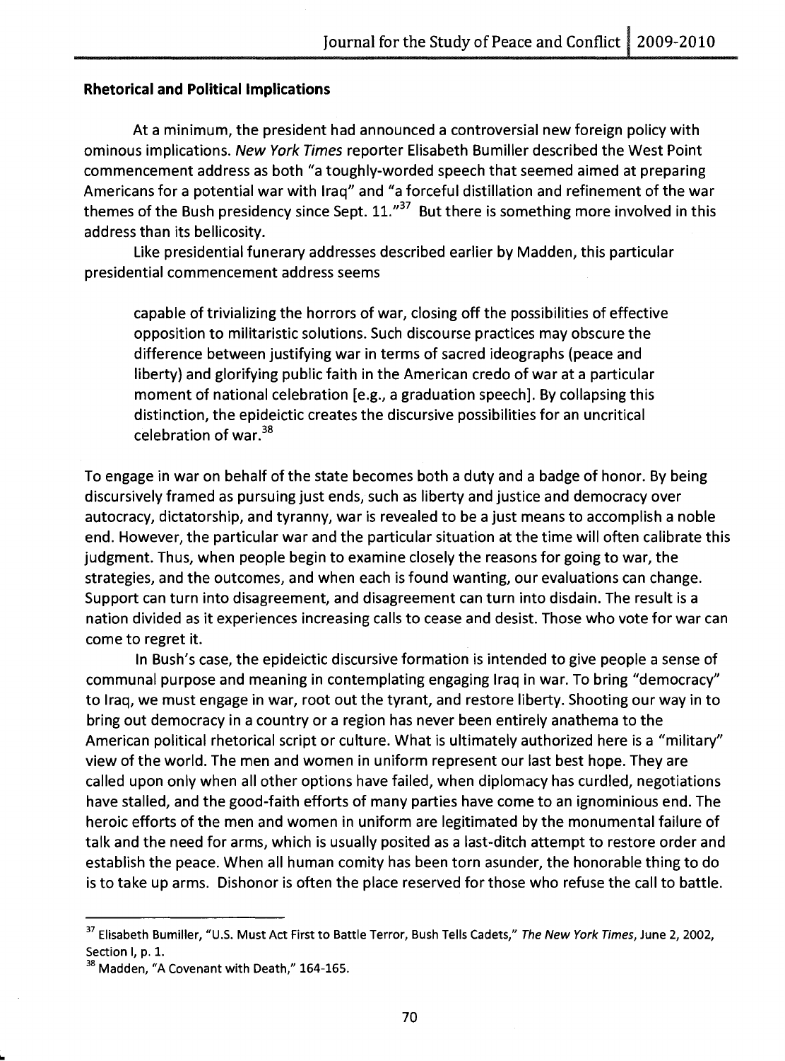**Rhetorical and Political Implications**

At a minimum, the president had announced a controversial new foreign policy with ominous implications. *New York Times* reporter Elisabeth Bumiller described the West Point commencement address as both "a toughly-worded speech that seemed aimed at preparing Americans for a potential war with Iraq" and "a forceful distillation and refinement of the war themes of the Bush presidency since Sept. 11."[37] But there is something more involved in this address than its bellicosity.

Like presidential funerary addresses described earlier by Madden, this particular presidential commencement address seems

> capable of trivializing the horrors of war, closing off the possibilities of effective opposition to militaristic solutions. Such discourse practices may obscure the difference between justifying war in terms of sacred ideographs (peace and liberty) and glorifying public faith in the American credo of war at a particular moment of national celebration [e.g., a graduation speech]. By collapsing this distinction, the epideictic creates the discursive possibilities for an uncritical celebration of war.[38]

To engage in war on behalf of the state becomes both a duty and a badge of honor. By being discursively framed as pursuing just ends, such as liberty and justice and democracy over autocracy, dictatorship, and tyranny, war is revealed to be a just means to accomplish a noble end. However, the particular war and the particular situation at the time will often calibrate this judgment. Thus, when people begin to examine closely the reasons for going to war, the strategies, and the outcomes, and when each is found wanting, our evaluations can change. Support can turn into disagreement, and disagreement can turn into disdain. The result is a nation divided as it experiences increasing calls to cease and desist. Those who vote for war can come to regret it.

In Bush's case, the epideictic discursive formation is intended to give people a sense of communal purpose and meaning in contemplating engaging Iraq in war. To bring "democracy" to Iraq, we must engage in war, root out the tyrant, and restore liberty. Shooting our way in to bring out democracy in a country or a region has never been entirely anathema to the American political rhetorical script or culture. What is ultimately authorized here is a "military" view of the world. The men and women in uniform represent our last best hope. They are called upon only when all other options have failed, when diplomacy has curdled, negotiations have stalled, and the good-faith efforts of many parties have come to an ignominious end. The heroic efforts of the men and women in uniform are legitimated by the monumental failure of talk and the need for arms, which is usually posited as a last-ditch attempt to restore order and establish the peace. When all human comity has been torn asunder, the honorable thing to do is to take up arms. Dishonor is often the place reserved for those who refuse the call to battle.

---

[37] Elisabeth Bumiller, "U.S. Must Act First to Battle Terror, Bush Tells Cadets," *The New York Times*, June 2, 2002, Section I, p. 1.

[38] Madden, "A Covenant with Death," 164-165.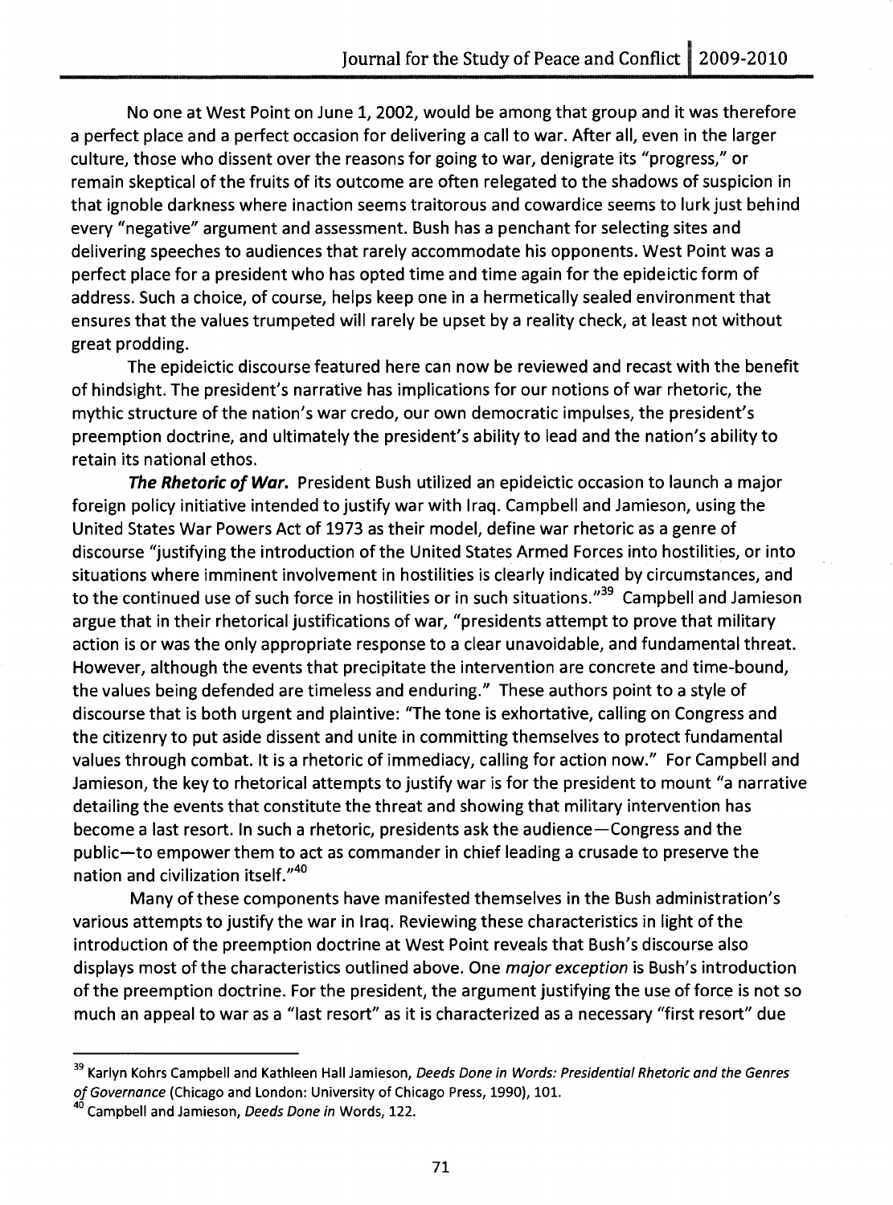No one at West Point on June 1, 2002, would be among that group and it was therefore a perfect place and a perfect occasion for delivering a call to war. After all, even in the larger culture, those who dissent over the reasons for going to war, denigrate its "progress," or remain skeptical of the fruits of its outcome are often relegated to the shadows of suspicion in that ignoble darkness where inaction seems traitorous and cowardice seems to lurk just behind every "negative" argument and assessment. Bush has a penchant for selecting sites and delivering speeches to audiences that rarely accommodate his opponents. West Point was a perfect place for a president who has opted time and time again for the epideictic form of address. Such a choice, of course, helps keep one in a hermetically sealed environment that ensures that the values trumpeted will rarely be upset by a reality check, at least not without great prodding.

The epideictic discourse featured here can now be reviewed and recast with the benefit of hindsight. The president's narrative has implications for our notions of war rhetoric, the mythic structure of the nation's war credo, our own democratic impulses, the president's preemption doctrine, and ultimately the president's ability to lead and the nation's ability to retain its national ethos.

***The Rhetoric of War.*** President Bush utilized an epideictic occasion to launch a major foreign policy initiative intended to justify war with Iraq. Campbell and Jamieson, using the United States War Powers Act of 1973 as their model, define war rhetoric as a genre of discourse "justifying the introduction of the United States Armed Forces into hostilities, or into situations where imminent involvement in hostilities is clearly indicated by circumstances, and to the continued use of such force in hostilities or in such situations."[39] Campbell and Jamieson argue that in their rhetorical justifications of war, "presidents attempt to prove that military action is or was the only appropriate response to a clear unavoidable, and fundamental threat. However, although the events that precipitate the intervention are concrete and time-bound, the values being defended are timeless and enduring." These authors point to a style of discourse that is both urgent and plaintive: "The tone is exhortative, calling on Congress and the citizenry to put aside dissent and unite in committing themselves to protect fundamental values through combat. It is a rhetoric of immediacy, calling for action now." For Campbell and Jamieson, the key to rhetorical attempts to justify war is for the president to mount "a narrative detailing the events that constitute the threat and showing that military intervention has become a last resort. In such a rhetoric, presidents ask the audience—Congress and the public—to empower them to act as commander in chief leading a crusade to preserve the nation and civilization itself."[40]

Many of these components have manifested themselves in the Bush administration's various attempts to justify the war in Iraq. Reviewing these characteristics in light of the introduction of the preemption doctrine at West Point reveals that Bush's discourse also displays most of the characteristics outlined above. One *major exception* is Bush's introduction of the preemption doctrine. For the president, the argument justifying the use of force is not so much an appeal to war as a "last resort" as it is characterized as a necessary "first resort" due

---

[39] Karlyn Kohrs Campbell and Kathleen Hall Jamieson, *Deeds Done in Words: Presidential Rhetoric and the Genres of Governance* (Chicago and London: University of Chicago Press, 1990), 101.

[40] Campbell and Jamieson, *Deeds Done in* Words, 122.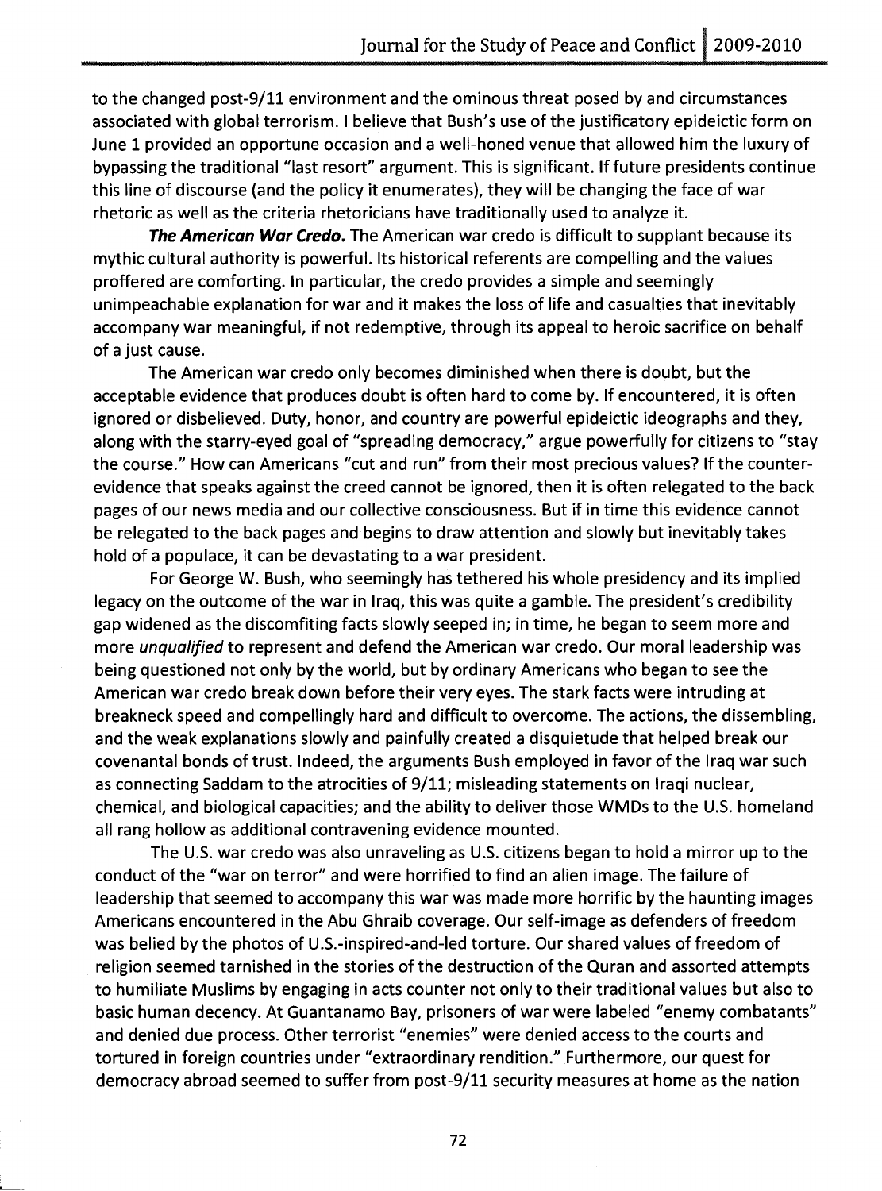to the changed post-9/11 environment and the ominous threat posed by and circumstances associated with global terrorism. I believe that Bush's use of the justificatory epideictic form on June 1 provided an opportune occasion and a well-honed venue that allowed him the luxury of bypassing the traditional "last resort" argument. This is significant. If future presidents continue this line of discourse (and the policy it enumerates), they will be changing the face of war rhetoric as well as the criteria rhetoricians have traditionally used to analyze it.

***The American War Credo.*** The American war credo is difficult to supplant because its mythic cultural authority is powerful. Its historical referents are compelling and the values proffered are comforting. In particular, the credo provides a simple and seemingly unimpeachable explanation for war and it makes the loss of life and casualties that inevitably accompany war meaningful, if not redemptive, through its appeal to heroic sacrifice on behalf of a just cause.

The American war credo only becomes diminished when there is doubt, but the acceptable evidence that produces doubt is often hard to come by. If encountered, it is often ignored or disbelieved. Duty, honor, and country are powerful epideictic ideographs and they, along with the starry-eyed goal of "spreading democracy," argue powerfully for citizens to "stay the course." How can Americans "cut and run" from their most precious values? If the counter-evidence that speaks against the creed cannot be ignored, then it is often relegated to the back pages of our news media and our collective consciousness. But if in time this evidence cannot be relegated to the back pages and begins to draw attention and slowly but inevitably takes hold of a populace, it can be devastating to a war president.

For George W. Bush, who seemingly has tethered his whole presidency and its implied legacy on the outcome of the war in Iraq, this was quite a gamble. The president's credibility gap widened as the discomfiting facts slowly seeped in; in time, he began to seem more and more *unqualified* to represent and defend the American war credo. Our moral leadership was being questioned not only by the world, but by ordinary Americans who began to see the American war credo break down before their very eyes. The stark facts were intruding at breakneck speed and compellingly hard and difficult to overcome. The actions, the dissembling, and the weak explanations slowly and painfully created a disquietude that helped break our covenantal bonds of trust. Indeed, the arguments Bush employed in favor of the Iraq war such as connecting Saddam to the atrocities of 9/11; misleading statements on Iraqi nuclear, chemical, and biological capacities; and the ability to deliver those WMDs to the U.S. homeland all rang hollow as additional contravening evidence mounted.

The U.S. war credo was also unraveling as U.S. citizens began to hold a mirror up to the conduct of the "war on terror" and were horrified to find an alien image. The failure of leadership that seemed to accompany this war was made more horrific by the haunting images Americans encountered in the Abu Ghraib coverage. Our self-image as defenders of freedom was belied by the photos of U.S.-inspired-and-led torture. Our shared values of freedom of religion seemed tarnished in the stories of the destruction of the Quran and assorted attempts to humiliate Muslims by engaging in acts counter not only to their traditional values but also to basic human decency. At Guantanamo Bay, prisoners of war were labeled "enemy combatants" and denied due process. Other terrorist "enemies" were denied access to the courts and tortured in foreign countries under "extraordinary rendition." Furthermore, our quest for democracy abroad seemed to suffer from post-9/11 security measures at home as the nation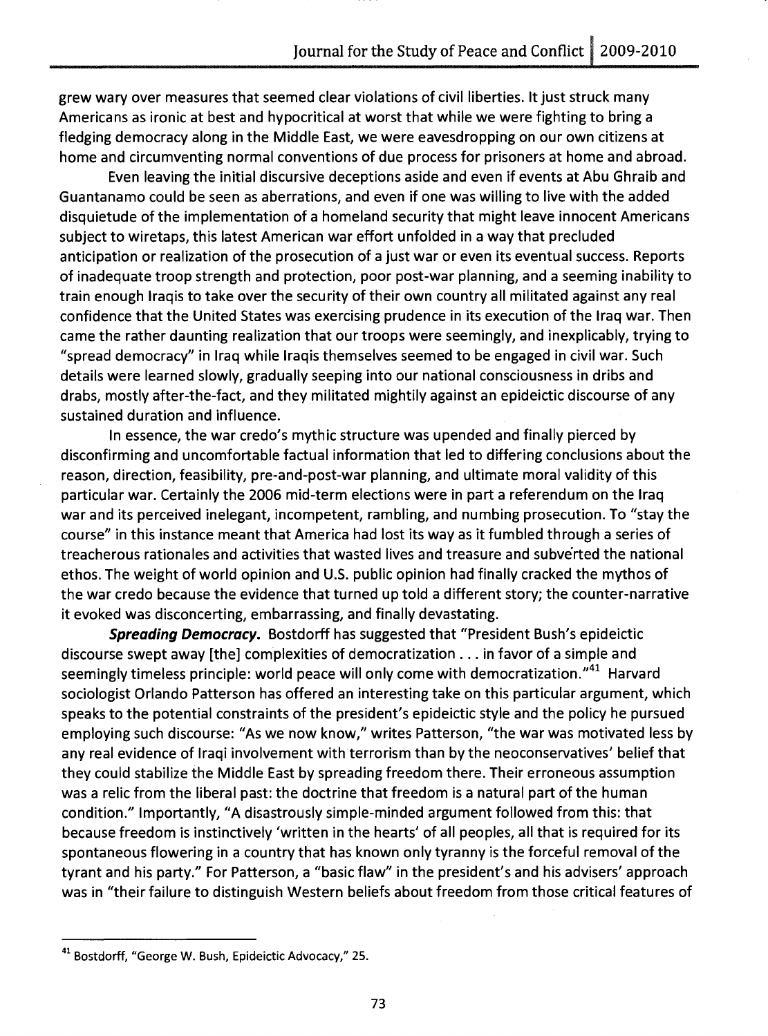grew wary over measures that seemed clear violations of civil liberties. It just struck many Americans as ironic at best and hypocritical at worst that while we were fighting to bring a fledging democracy along in the Middle East, we were eavesdropping on our own citizens at home and circumventing normal conventions of due process for prisoners at home and abroad.

Even leaving the initial discursive deceptions aside and even if events at Abu Ghraib and Guantanamo could be seen as aberrations, and even if one was willing to live with the added disquietude of the implementation of a homeland security that might leave innocent Americans subject to wiretaps, this latest American war effort unfolded in a way that precluded anticipation or realization of the prosecution of a just war or even its eventual success. Reports of inadequate troop strength and protection, poor post-war planning, and a seeming inability to train enough Iraqis to take over the security of their own country all militated against any real confidence that the United States was exercising prudence in its execution of the Iraq war. Then came the rather daunting realization that our troops were seemingly, and inexplicably, trying to "spread democracy" in Iraq while Iraqis themselves seemed to be engaged in civil war. Such details were learned slowly, gradually seeping into our national consciousness in dribs and drabs, mostly after-the-fact, and they militated mightily against an epideictic discourse of any sustained duration and influence.

In essence, the war credo's mythic structure was upended and finally pierced by disconfirming and uncomfortable factual information that led to differing conclusions about the reason, direction, feasibility, pre-and-post-war planning, and ultimate moral validity of this particular war. Certainly the 2006 mid-term elections were in part a referendum on the Iraq war and its perceived inelegant, incompetent, rambling, and numbing prosecution. To "stay the course" in this instance meant that America had lost its way as it fumbled through a series of treacherous rationales and activities that wasted lives and treasure and subverted the national ethos. The weight of world opinion and U.S. public opinion had finally cracked the mythos of the war credo because the evidence that turned up told a different story; the counter-narrative it evoked was disconcerting, embarrassing, and finally devastating.

***Spreading Democracy.*** Bostdorff has suggested that "President Bush's epideictic discourse swept away [the] complexities of democratization . . . in favor of a simple and seemingly timeless principle: world peace will only come with democratization."[41] Harvard sociologist Orlando Patterson has offered an interesting take on this particular argument, which speaks to the potential constraints of the president's epideictic style and the policy he pursued employing such discourse: "As we now know," writes Patterson, "the war was motivated less by any real evidence of Iraqi involvement with terrorism than by the neoconservatives' belief that they could stabilize the Middle East by spreading freedom there. Their erroneous assumption was a relic from the liberal past: the doctrine that freedom is a natural part of the human condition." Importantly, "A disastrously simple-minded argument followed from this: that because freedom is instinctively 'written in the hearts' of all peoples, all that is required for its spontaneous flowering in a country that has known only tyranny is the forceful removal of the tyrant and his party." For Patterson, a "basic flaw" in the president's and his advisers' approach was in "their failure to distinguish Western beliefs about freedom from those critical features of

---

[41] Bostdorff, "George W. Bush, Epideictic Advocacy," 25.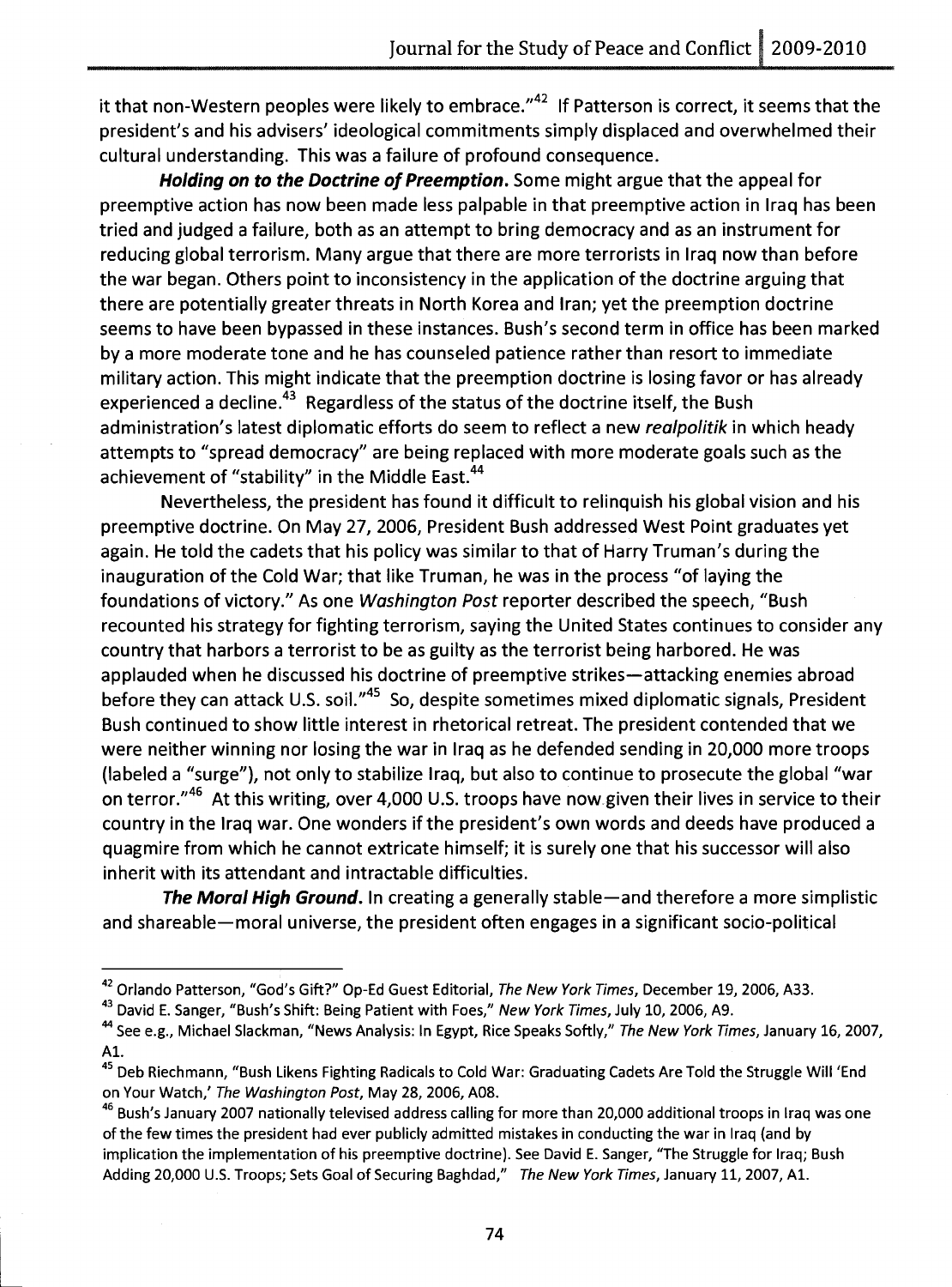it that non-Western peoples were likely to embrace."[42] If Patterson is correct, it seems that the president's and his advisers' ideological commitments simply displaced and overwhelmed their cultural understanding. This was a failure of profound consequence.

***Holding on to the Doctrine of Preemption.*** Some might argue that the appeal for preemptive action has now been made less palpable in that preemptive action in Iraq has been tried and judged a failure, both as an attempt to bring democracy and as an instrument for reducing global terrorism. Many argue that there are more terrorists in Iraq now than before the war began. Others point to inconsistency in the application of the doctrine arguing that there are potentially greater threats in North Korea and Iran; yet the preemption doctrine seems to have been bypassed in these instances. Bush's second term in office has been marked by a more moderate tone and he has counseled patience rather than resort to immediate military action. This might indicate that the preemption doctrine is losing favor or has already experienced a decline.[43] Regardless of the status of the doctrine itself, the Bush administration's latest diplomatic efforts do seem to reflect a new *realpolitik* in which heady attempts to "spread democracy" are being replaced with more moderate goals such as the achievement of "stability" in the Middle East.[44]

Nevertheless, the president has found it difficult to relinquish his global vision and his preemptive doctrine. On May 27, 2006, President Bush addressed West Point graduates yet again. He told the cadets that his policy was similar to that of Harry Truman's during the inauguration of the Cold War; that like Truman, he was in the process "of laying the foundations of victory." As one *Washington Post* reporter described the speech, "Bush recounted his strategy for fighting terrorism, saying the United States continues to consider any country that harbors a terrorist to be as guilty as the terrorist being harbored. He was applauded when he discussed his doctrine of preemptive strikes—attacking enemies abroad before they can attack U.S. soil."[45] So, despite sometimes mixed diplomatic signals, President Bush continued to show little interest in rhetorical retreat. The president contended that we were neither winning nor losing the war in Iraq as he defended sending in 20,000 more troops (labeled a "surge"), not only to stabilize Iraq, but also to continue to prosecute the global "war on terror."[46] At this writing, over 4,000 U.S. troops have now given their lives in service to their country in the Iraq war. One wonders if the president's own words and deeds have produced a quagmire from which he cannot extricate himself; it is surely one that his successor will also inherit with its attendant and intractable difficulties.

***The Moral High Ground.*** In creating a generally stable—and therefore a more simplistic and shareable—moral universe, the president often engages in a significant socio-political

---

[42] Orlando Patterson, "God's Gift?" Op-Ed Guest Editorial, *The New York Times*, December 19, 2006, A33.

[43] David E. Sanger, "Bush's Shift: Being Patient with Foes," *New York Times*, July 10, 2006, A9.

[44] See e.g., Michael Slackman, "News Analysis: In Egypt, Rice Speaks Softly," *The New York Times*, January 16, 2007, A1.

[45] Deb Riechmann, "Bush Likens Fighting Radicals to Cold War: Graduating Cadets Are Told the Struggle Will 'End on Your Watch,' *The Washington Post*, May 28, 2006, A08.

[46] Bush's January 2007 nationally televised address calling for more than 20,000 additional troops in Iraq was one of the few times the president had ever publicly admitted mistakes in conducting the war in Iraq (and by implication the implementation of his preemptive doctrine). See David E. Sanger, "The Struggle for Iraq; Bush Adding 20,000 U.S. Troops; Sets Goal of Securing Baghdad," *The New York Times*, January 11, 2007, A1.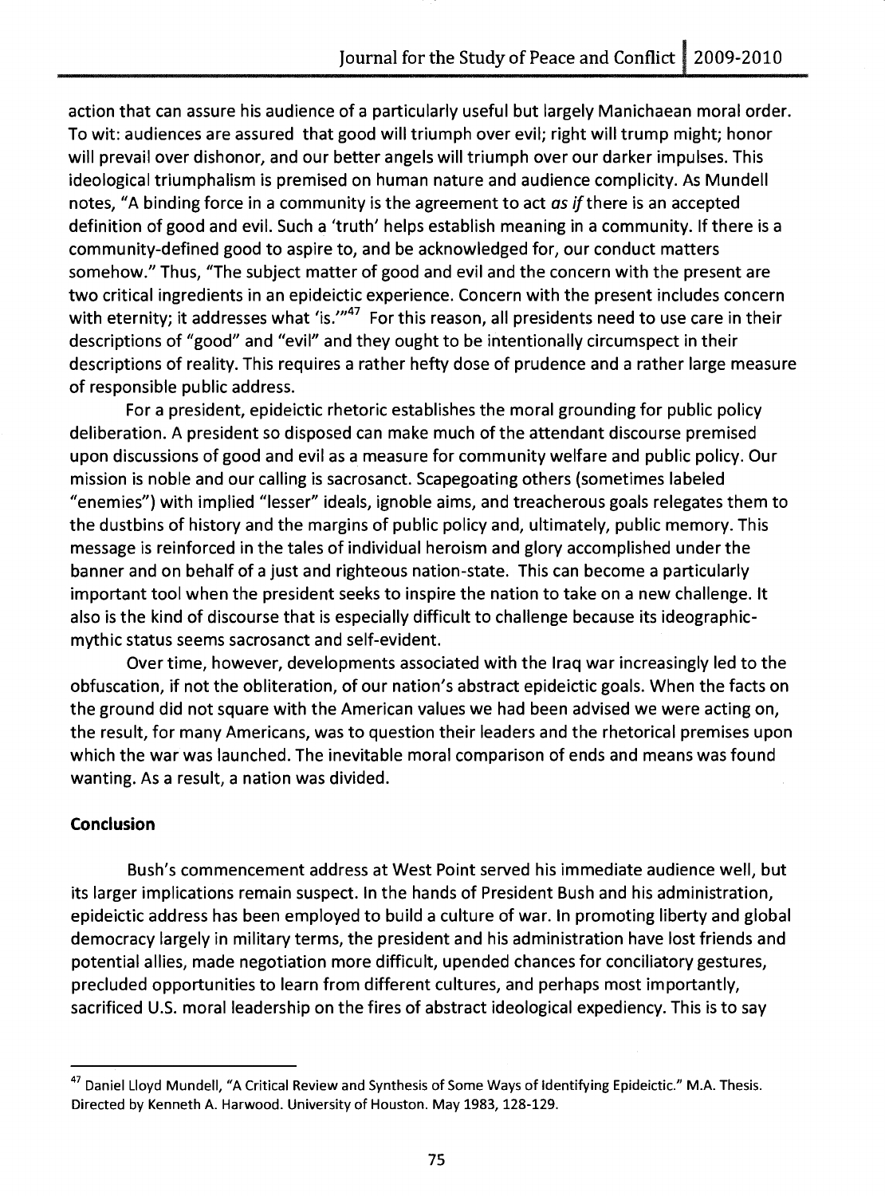action that can assure his audience of a particularly useful but largely Manichaean moral order. To wit: audiences are assured that good will triumph over evil; right will trump might; honor will prevail over dishonor, and our better angels will triumph over our darker impulses. This ideological triumphalism is premised on human nature and audience complicity. As Mundell notes, "A binding force in a community is the agreement to act *as if* there is an accepted definition of good and evil. Such a 'truth' helps establish meaning in a community. If there is a community-defined good to aspire to, and be acknowledged for, our conduct matters somehow." Thus, "The subject matter of good and evil and the concern with the present are two critical ingredients in an epideictic experience. Concern with the present includes concern with eternity; it addresses what 'is.'"[47] For this reason, all presidents need to use care in their descriptions of "good" and "evil" and they ought to be intentionally circumspect in their descriptions of reality. This requires a rather hefty dose of prudence and a rather large measure of responsible public address.

For a president, epideictic rhetoric establishes the moral grounding for public policy deliberation. A president so disposed can make much of the attendant discourse premised upon discussions of good and evil as a measure for community welfare and public policy. Our mission is noble and our calling is sacrosanct. Scapegoating others (sometimes labeled "enemies") with implied "lesser" ideals, ignoble aims, and treacherous goals relegates them to the dustbins of history and the margins of public policy and, ultimately, public memory. This message is reinforced in the tales of individual heroism and glory accomplished under the banner and on behalf of a just and righteous nation-state. This can become a particularly important tool when the president seeks to inspire the nation to take on a new challenge. It also is the kind of discourse that is especially difficult to challenge because its ideographic-mythic status seems sacrosanct and self-evident.

Over time, however, developments associated with the Iraq war increasingly led to the obfuscation, if not the obliteration, of our nation's abstract epideictic goals. When the facts on the ground did not square with the American values we had been advised we were acting on, the result, for many Americans, was to question their leaders and the rhetorical premises upon which the war was launched. The inevitable moral comparison of ends and means was found wanting. As a result, a nation was divided.

## Conclusion

Bush's commencement address at West Point served his immediate audience well, but its larger implications remain suspect. In the hands of President Bush and his administration, epideictic address has been employed to build a culture of war. In promoting liberty and global democracy largely in military terms, the president and his administration have lost friends and potential allies, made negotiation more difficult, upended chances for conciliatory gestures, precluded opportunities to learn from different cultures, and perhaps most importantly, sacrificed U.S. moral leadership on the fires of abstract ideological expediency. This is to say

---

[47] Daniel Lloyd Mundell, "A Critical Review and Synthesis of Some Ways of Identifying Epideictic." M.A. Thesis. Directed by Kenneth A. Harwood. University of Houston. May 1983, 128-129.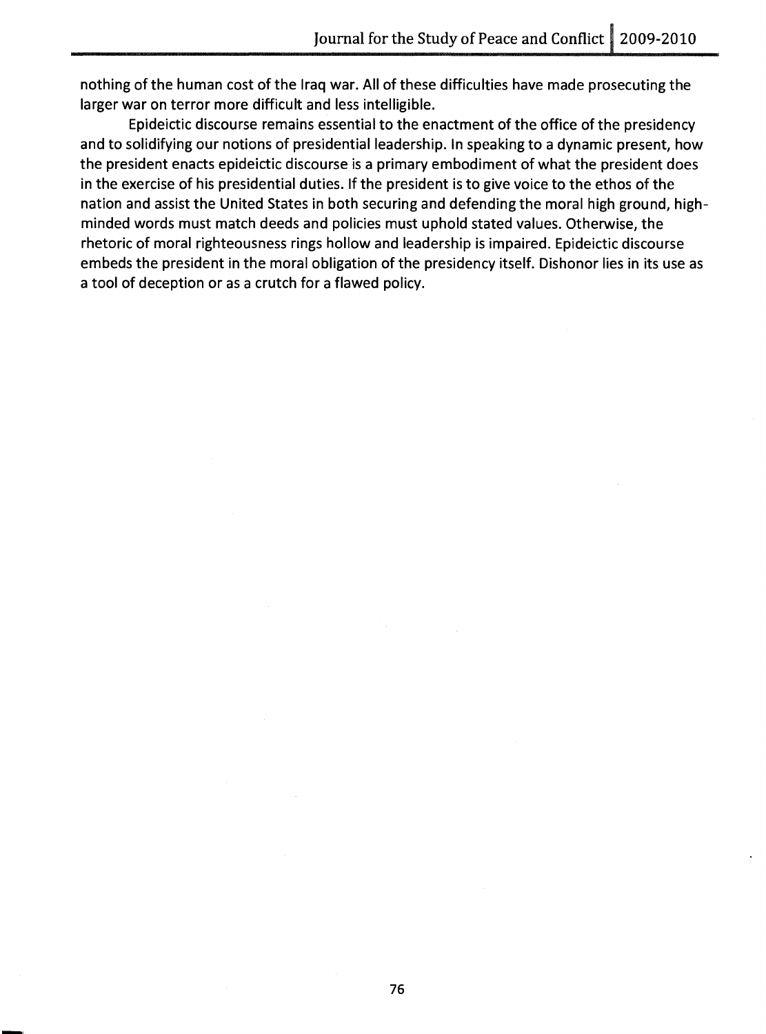nothing of the human cost of the Iraq war. All of these difficulties have made prosecuting the larger war on terror more difficult and less intelligible.

Epideictic discourse remains essential to the enactment of the office of the presidency and to solidifying our notions of presidential leadership. In speaking to a dynamic present, how the president enacts epideictic discourse is a primary embodiment of what the president does in the exercise of his presidential duties. If the president is to give voice to the ethos of the nation and assist the United States in both securing and defending the moral high ground, high-minded words must match deeds and policies must uphold stated values. Otherwise, the rhetoric of moral righteousness rings hollow and leadership is impaired. Epideictic discourse embeds the president in the moral obligation of the presidency itself. Dishonor lies in its use as a tool of deception or as a crutch for a flawed policy.